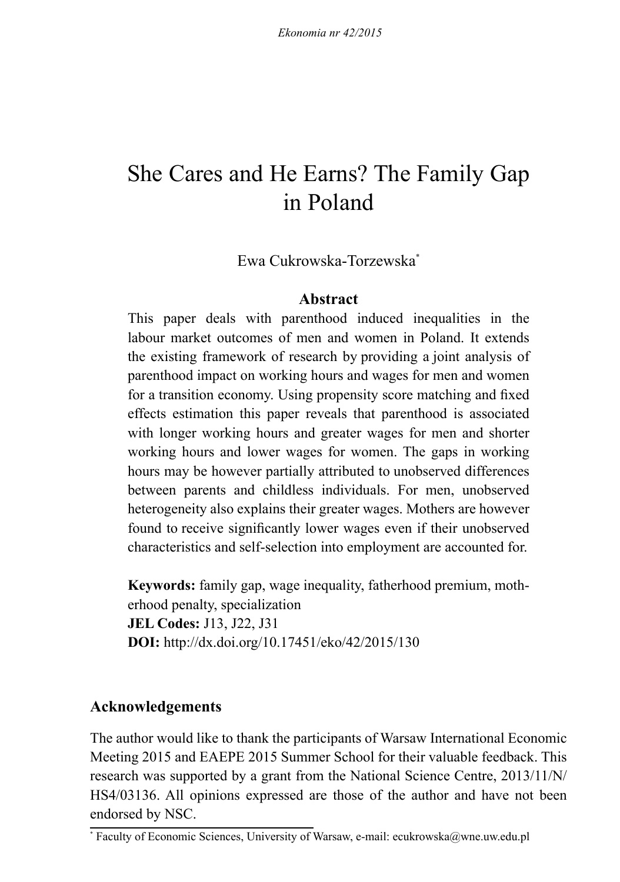# She Cares and He Earns? The Family Gap in Poland

Ewa Cukrowska-Torzewska[*]

## Abstract

This paper deals with parenthood induced inequalities in the labour market outcomes of men and women in Poland. It extends the existing framework of research by providing a joint analysis of parenthood impact on working hours and wages for men and women for a transition economy. Using propensity score matching and fixed effects estimation this paper reveals that parenthood is associated with longer working hours and greater wages for men and shorter working hours and lower wages for women. The gaps in working hours may be however partially attributed to unobserved differences between parents and childless individuals. For men, unobserved heterogeneity also explains their greater wages. Mothers are however found to receive significantly lower wages even if their unobserved characteristics and self-selection into employment are accounted for.

**Keywords:** family gap, wage inequality, fatherhood premium, motherhood penalty, specialization
**JEL Codes:** J13, J22, J31
**DOI:** http://dx.doi.org/10.17451/eko/42/2015/130

## Acknowledgements

The author would like to thank the participants of Warsaw International Economic Meeting 2015 and EAEPE 2015 Summer School for their valuable feedback. This research was supported by a grant from the National Science Centre, 2013/11/N/HS4/03136. All opinions expressed are those of the author and have not been endorsed by NSC.

[*] Faculty of Economic Sciences, University of Warsaw, e-mail: ecukrowska@wne.uw.edu.pl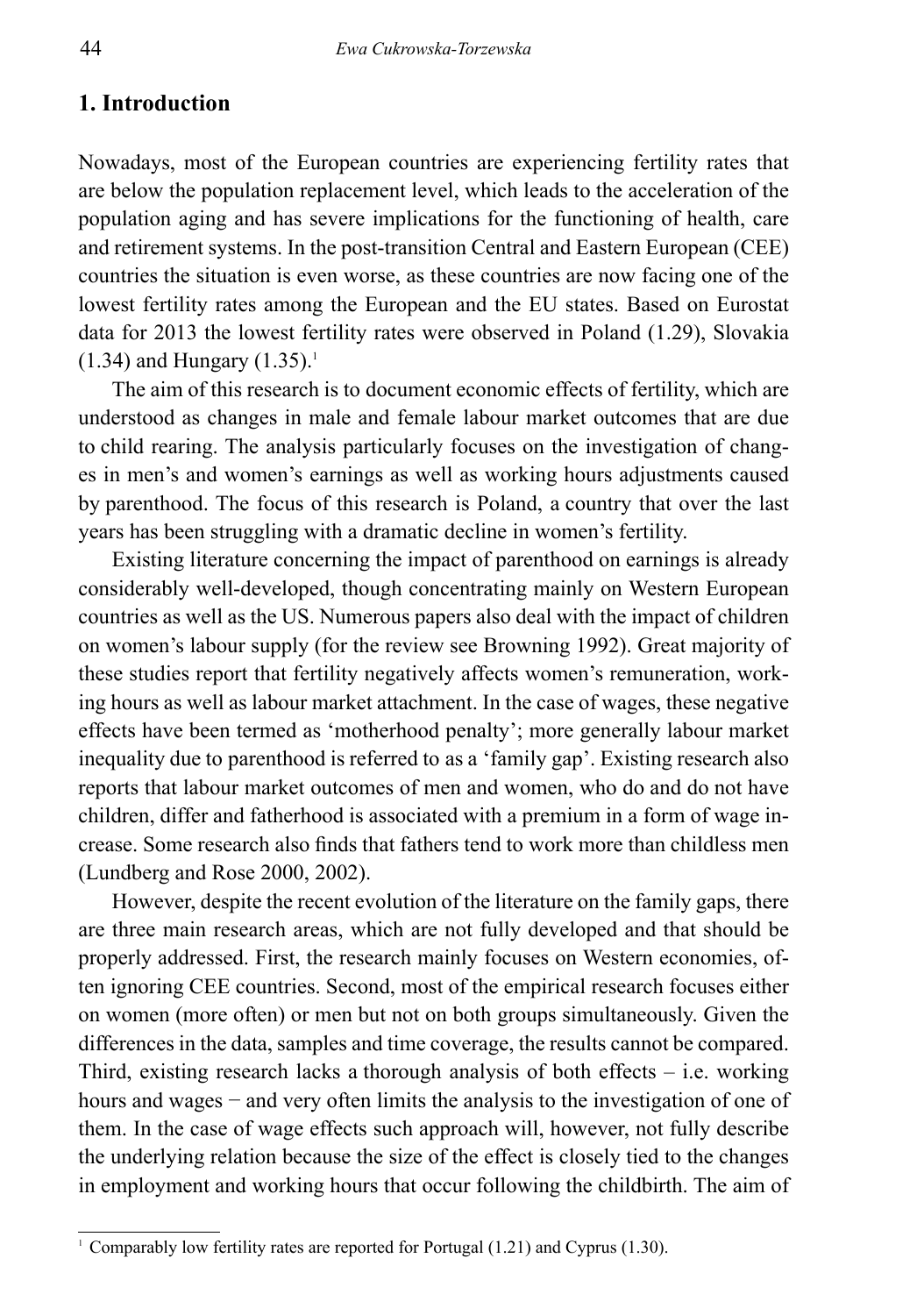## 1. Introduction

Nowadays, most of the European countries are experiencing fertility rates that are below the population replacement level, which leads to the acceleration of the population aging and has severe implications for the functioning of health, care and retirement systems. In the post-transition Central and Eastern European (CEE) countries the situation is even worse, as these countries are now facing one of the lowest fertility rates among the European and the EU states. Based on Eurostat data for 2013 the lowest fertility rates were observed in Poland (1.29), Slovakia (1.34) and Hungary (1.35).[1]

The aim of this research is to document economic effects of fertility, which are understood as changes in male and female labour market outcomes that are due to child rearing. The analysis particularly focuses on the investigation of changes in men's and women's earnings as well as working hours adjustments caused by parenthood. The focus of this research is Poland, a country that over the last years has been struggling with a dramatic decline in women's fertility.

Existing literature concerning the impact of parenthood on earnings is already considerably well-developed, though concentrating mainly on Western European countries as well as the US. Numerous papers also deal with the impact of children on women's labour supply (for the review see Browning 1992). Great majority of these studies report that fertility negatively affects women's remuneration, working hours as well as labour market attachment. In the case of wages, these negative effects have been termed as 'motherhood penalty'; more generally labour market inequality due to parenthood is referred to as a 'family gap'. Existing research also reports that labour market outcomes of men and women, who do and do not have children, differ and fatherhood is associated with a premium in a form of wage increase. Some research also finds that fathers tend to work more than childless men (Lundberg and Rose 2000, 2002).

However, despite the recent evolution of the literature on the family gaps, there are three main research areas, which are not fully developed and that should be properly addressed. First, the research mainly focuses on Western economies, often ignoring CEE countries. Second, most of the empirical research focuses either on women (more often) or men but not on both groups simultaneously. Given the differences in the data, samples and time coverage, the results cannot be compared. Third, existing research lacks a thorough analysis of both effects – i.e. working hours and wages − and very often limits the analysis to the investigation of one of them. In the case of wage effects such approach will, however, not fully describe the underlying relation because the size of the effect is closely tied to the changes in employment and working hours that occur following the childbirth. The aim of

[1] Comparably low fertility rates are reported for Portugal (1.21) and Cyprus (1.30).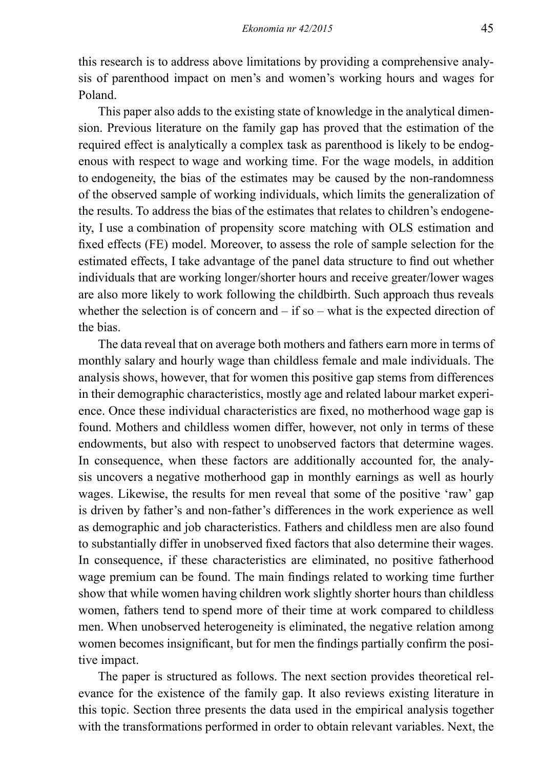this research is to address above limitations by providing a comprehensive analysis of parenthood impact on men's and women's working hours and wages for Poland.

This paper also adds to the existing state of knowledge in the analytical dimension. Previous literature on the family gap has proved that the estimation of the required effect is analytically a complex task as parenthood is likely to be endogenous with respect to wage and working time. For the wage models, in addition to endogeneity, the bias of the estimates may be caused by the non-randomness of the observed sample of working individuals, which limits the generalization of the results. To address the bias of the estimates that relates to children's endogeneity, I use a combination of propensity score matching with OLS estimation and fixed effects (FE) model. Moreover, to assess the role of sample selection for the estimated effects, I take advantage of the panel data structure to find out whether individuals that are working longer/shorter hours and receive greater/lower wages are also more likely to work following the childbirth. Such approach thus reveals whether the selection is of concern and – if so – what is the expected direction of the bias.

The data reveal that on average both mothers and fathers earn more in terms of monthly salary and hourly wage than childless female and male individuals. The analysis shows, however, that for women this positive gap stems from differences in their demographic characteristics, mostly age and related labour market experience. Once these individual characteristics are fixed, no motherhood wage gap is found. Mothers and childless women differ, however, not only in terms of these endowments, but also with respect to unobserved factors that determine wages. In consequence, when these factors are additionally accounted for, the analysis uncovers a negative motherhood gap in monthly earnings as well as hourly wages. Likewise, the results for men reveal that some of the positive 'raw' gap is driven by father's and non-father's differences in the work experience as well as demographic and job characteristics. Fathers and childless men are also found to substantially differ in unobserved fixed factors that also determine their wages. In consequence, if these characteristics are eliminated, no positive fatherhood wage premium can be found. The main findings related to working time further show that while women having children work slightly shorter hours than childless women, fathers tend to spend more of their time at work compared to childless men. When unobserved heterogeneity is eliminated, the negative relation among women becomes insignificant, but for men the findings partially confirm the positive impact.

The paper is structured as follows. The next section provides theoretical relevance for the existence of the family gap. It also reviews existing literature in this topic. Section three presents the data used in the empirical analysis together with the transformations performed in order to obtain relevant variables. Next, the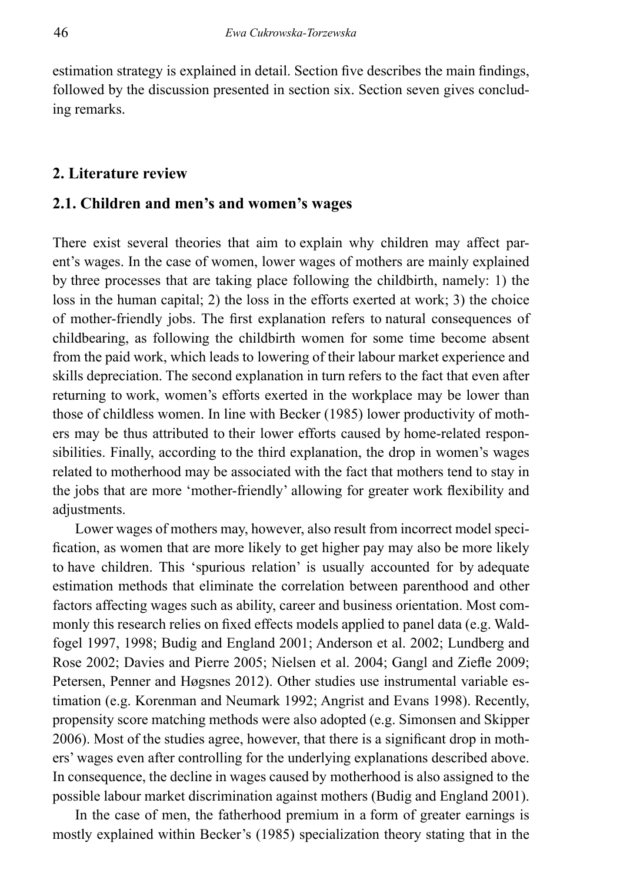estimation strategy is explained in detail. Section five describes the main findings, followed by the discussion presented in section six. Section seven gives concluding remarks.

## 2. Literature review

### 2.1. Children and men's and women's wages

There exist several theories that aim to explain why children may affect parent's wages. In the case of women, lower wages of mothers are mainly explained by three processes that are taking place following the childbirth, namely: 1) the loss in the human capital; 2) the loss in the efforts exerted at work; 3) the choice of mother-friendly jobs. The first explanation refers to natural consequences of childbearing, as following the childbirth women for some time become absent from the paid work, which leads to lowering of their labour market experience and skills depreciation. The second explanation in turn refers to the fact that even after returning to work, women's efforts exerted in the workplace may be lower than those of childless women. In line with Becker (1985) lower productivity of mothers may be thus attributed to their lower efforts caused by home-related responsibilities. Finally, according to the third explanation, the drop in women's wages related to motherhood may be associated with the fact that mothers tend to stay in the jobs that are more 'mother-friendly' allowing for greater work flexibility and adjustments.

Lower wages of mothers may, however, also result from incorrect model specification, as women that are more likely to get higher pay may also be more likely to have children. This 'spurious relation' is usually accounted for by adequate estimation methods that eliminate the correlation between parenthood and other factors affecting wages such as ability, career and business orientation. Most commonly this research relies on fixed effects models applied to panel data (e.g. Waldfogel 1997, 1998; Budig and England 2001; Anderson et al. 2002; Lundberg and Rose 2002; Davies and Pierre 2005; Nielsen et al. 2004; Gangl and Ziefle 2009; Petersen, Penner and Høgsnes 2012). Other studies use instrumental variable estimation (e.g. Korenman and Neumark 1992; Angrist and Evans 1998). Recently, propensity score matching methods were also adopted (e.g. Simonsen and Skipper 2006). Most of the studies agree, however, that there is a significant drop in mothers' wages even after controlling for the underlying explanations described above. In consequence, the decline in wages caused by motherhood is also assigned to the possible labour market discrimination against mothers (Budig and England 2001).

In the case of men, the fatherhood premium in a form of greater earnings is mostly explained within Becker's (1985) specialization theory stating that in the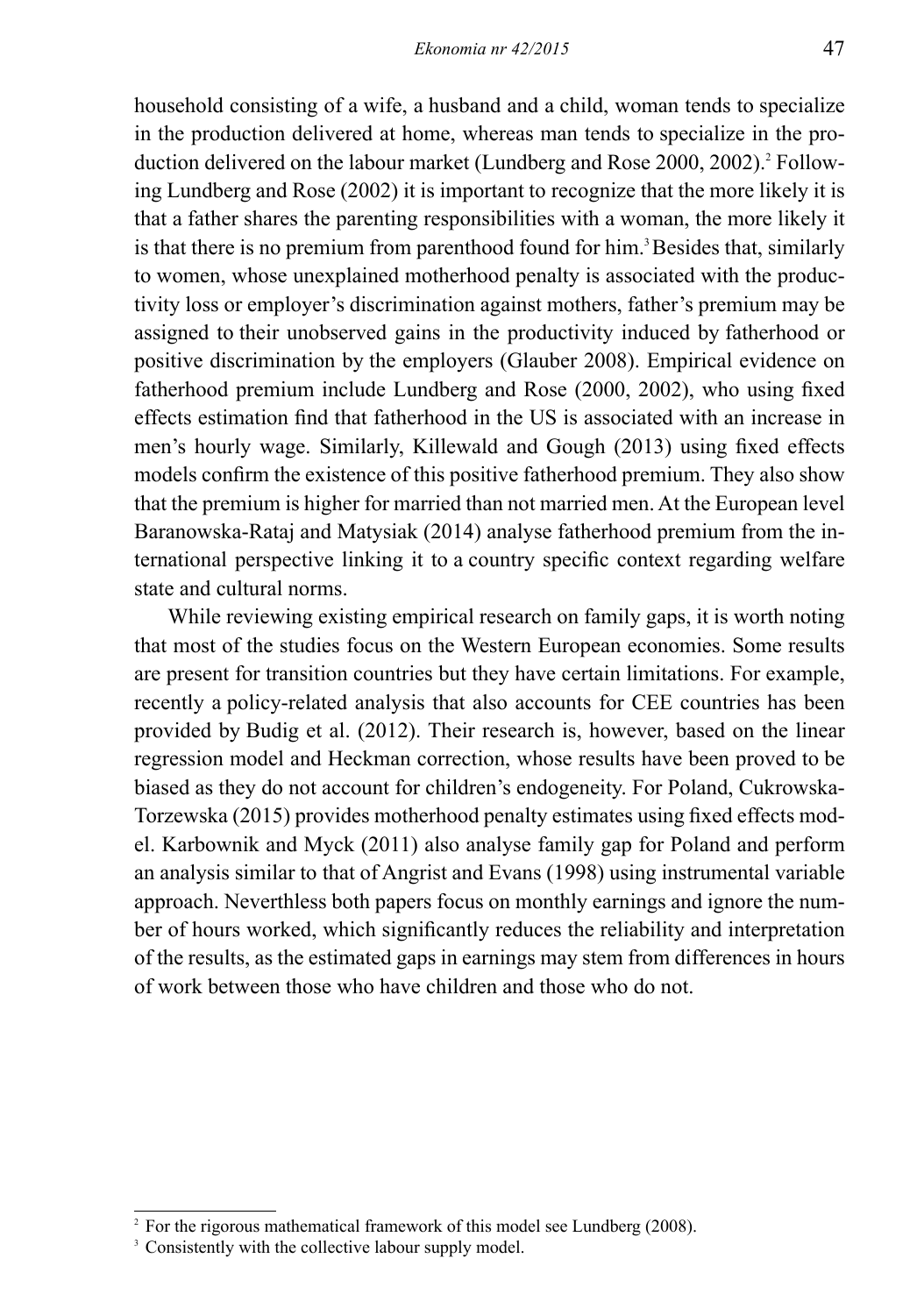household consisting of a wife, a husband and a child, woman tends to specialize in the production delivered at home, whereas man tends to specialize in the production delivered on the labour market (Lundberg and Rose 2000, 2002).[2] Following Lundberg and Rose (2002) it is important to recognize that the more likely it is that a father shares the parenting responsibilities with a woman, the more likely it is that there is no premium from parenthood found for him.[3] Besides that, similarly to women, whose unexplained motherhood penalty is associated with the productivity loss or employer's discrimination against mothers, father's premium may be assigned to their unobserved gains in the productivity induced by fatherhood or positive discrimination by the employers (Glauber 2008). Empirical evidence on fatherhood premium include Lundberg and Rose (2000, 2002), who using fixed effects estimation find that fatherhood in the US is associated with an increase in men's hourly wage. Similarly, Killewald and Gough (2013) using fixed effects models confirm the existence of this positive fatherhood premium. They also show that the premium is higher for married than not married men. At the European level Baranowska-Rataj and Matysiak (2014) analyse fatherhood premium from the international perspective linking it to a country specific context regarding welfare state and cultural norms.

While reviewing existing empirical research on family gaps, it is worth noting that most of the studies focus on the Western European economies. Some results are present for transition countries but they have certain limitations. For example, recently a policy-related analysis that also accounts for CEE countries has been provided by Budig et al. (2012). Their research is, however, based on the linear regression model and Heckman correction, whose results have been proved to be biased as they do not account for children's endogeneity. For Poland, Cukrowska-Torzewska (2015) provides motherhood penalty estimates using fixed effects model. Karbownik and Myck (2011) also analyse family gap for Poland and perform an analysis similar to that of Angrist and Evans (1998) using instrumental variable approach. Neverthless both papers focus on monthly earnings and ignore the number of hours worked, which significantly reduces the reliability and interpretation of the results, as the estimated gaps in earnings may stem from differences in hours of work between those who have children and those who do not.

---

[2] For the rigorous mathematical framework of this model see Lundberg (2008).

[3] Consistently with the collective labour supply model.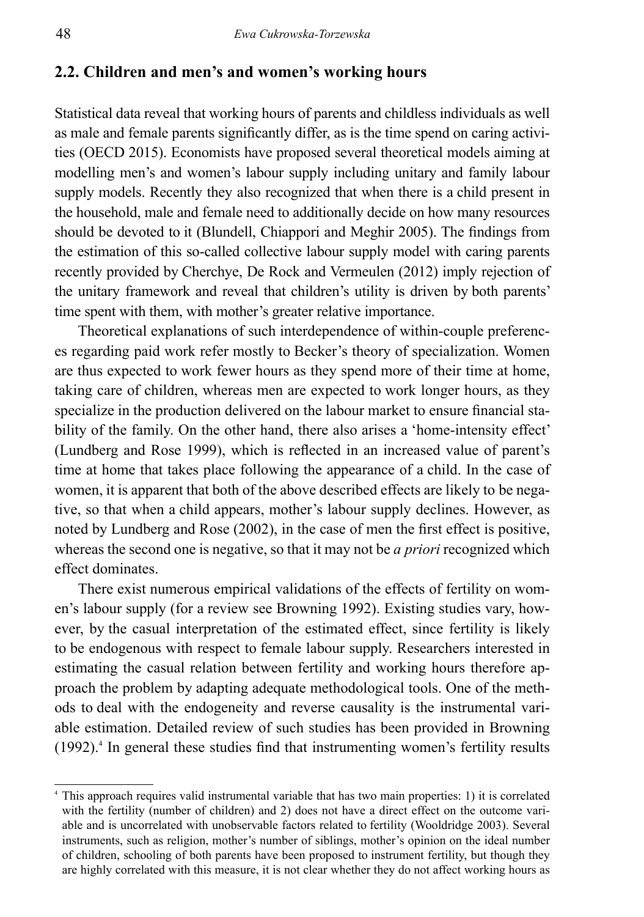## 2.2. Children and men's and women's working hours

Statistical data reveal that working hours of parents and childless individuals as well as male and female parents significantly differ, as is the time spend on caring activities (OECD 2015). Economists have proposed several theoretical models aiming at modelling men's and women's labour supply including unitary and family labour supply models. Recently they also recognized that when there is a child present in the household, male and female need to additionally decide on how many resources should be devoted to it (Blundell, Chiappori and Meghir 2005). The findings from the estimation of this so-called collective labour supply model with caring parents recently provided by Cherchye, De Rock and Vermeulen (2012) imply rejection of the unitary framework and reveal that children's utility is driven by both parents' time spent with them, with mother's greater relative importance.

Theoretical explanations of such interdependence of within-couple preferences regarding paid work refer mostly to Becker's theory of specialization. Women are thus expected to work fewer hours as they spend more of their time at home, taking care of children, whereas men are expected to work longer hours, as they specialize in the production delivered on the labour market to ensure financial stability of the family. On the other hand, there also arises a 'home-intensity effect' (Lundberg and Rose 1999), which is reflected in an increased value of parent's time at home that takes place following the appearance of a child. In the case of women, it is apparent that both of the above described effects are likely to be negative, so that when a child appears, mother's labour supply declines. However, as noted by Lundberg and Rose (2002), in the case of men the first effect is positive, whereas the second one is negative, so that it may not be *a priori* recognized which effect dominates.

There exist numerous empirical validations of the effects of fertility on women's labour supply (for a review see Browning 1992). Existing studies vary, however, by the casual interpretation of the estimated effect, since fertility is likely to be endogenous with respect to female labour supply. Researchers interested in estimating the casual relation between fertility and working hours therefore approach the problem by adapting adequate methodological tools. One of the methods to deal with the endogeneity and reverse causality is the instrumental variable estimation. Detailed review of such studies has been provided in Browning (1992).[4] In general these studies find that instrumenting women's fertility results

[4] This approach requires valid instrumental variable that has two main properties: 1) it is correlated with the fertility (number of children) and 2) does not have a direct effect on the outcome variable and is uncorrelated with unobservable factors related to fertility (Wooldridge 2003). Several instruments, such as religion, mother's number of siblings, mother's opinion on the ideal number of children, schooling of both parents have been proposed to instrument fertility, but though they are highly correlated with this measure, it is not clear whether they do not affect working hours as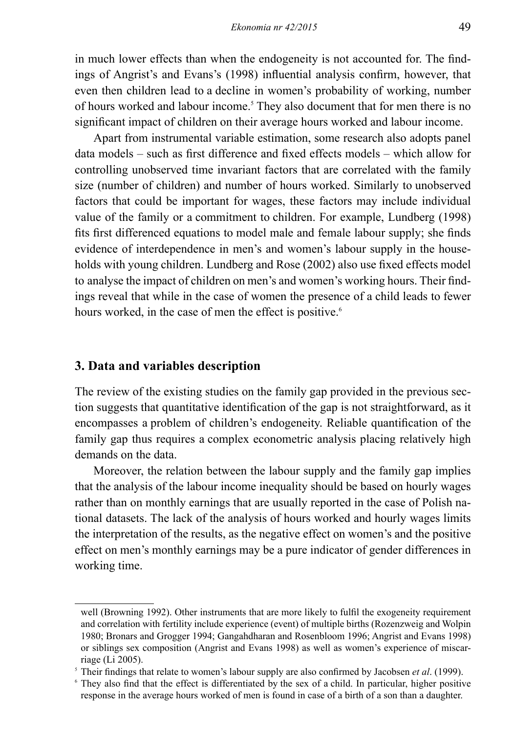in much lower effects than when the endogeneity is not accounted for. The findings of Angrist's and Evans's (1998) influential analysis confirm, however, that even then children lead to a decline in women's probability of working, number of hours worked and labour income.[5] They also document that for men there is no significant impact of children on their average hours worked and labour income.

Apart from instrumental variable estimation, some research also adopts panel data models – such as first difference and fixed effects models – which allow for controlling unobserved time invariant factors that are correlated with the family size (number of children) and number of hours worked. Similarly to unobserved factors that could be important for wages, these factors may include individual value of the family or a commitment to children. For example, Lundberg (1998) fits first differenced equations to model male and female labour supply; she finds evidence of interdependence in men's and women's labour supply in the households with young children. Lundberg and Rose (2002) also use fixed effects model to analyse the impact of children on men's and women's working hours. Their findings reveal that while in the case of women the presence of a child leads to fewer hours worked, in the case of men the effect is positive.[6]

## 3. Data and variables description

The review of the existing studies on the family gap provided in the previous section suggests that quantitative identification of the gap is not straightforward, as it encompasses a problem of children's endogeneity. Reliable quantification of the family gap thus requires a complex econometric analysis placing relatively high demands on the data.

Moreover, the relation between the labour supply and the family gap implies that the analysis of the labour income inequality should be based on hourly wages rather than on monthly earnings that are usually reported in the case of Polish national datasets. The lack of the analysis of hours worked and hourly wages limits the interpretation of the results, as the negative effect on women's and the positive effect on men's monthly earnings may be a pure indicator of gender differences in working time.

---

well (Browning 1992). Other instruments that are more likely to fulfil the exogeneity requirement and correlation with fertility include experience (event) of multiple births (Rozenzweig and Wolpin 1980; Bronars and Grogger 1994; Gangahdharan and Rosenbloom 1996; Angrist and Evans 1998) or siblings sex composition (Angrist and Evans 1998) as well as women's experience of miscarriage (Li 2005).

[5] Their findings that relate to women's labour supply are also confirmed by Jacobsen *et al*. (1999).

[6] They also find that the effect is differentiated by the sex of a child. In particular, higher positive response in the average hours worked of men is found in case of a birth of a son than a daughter.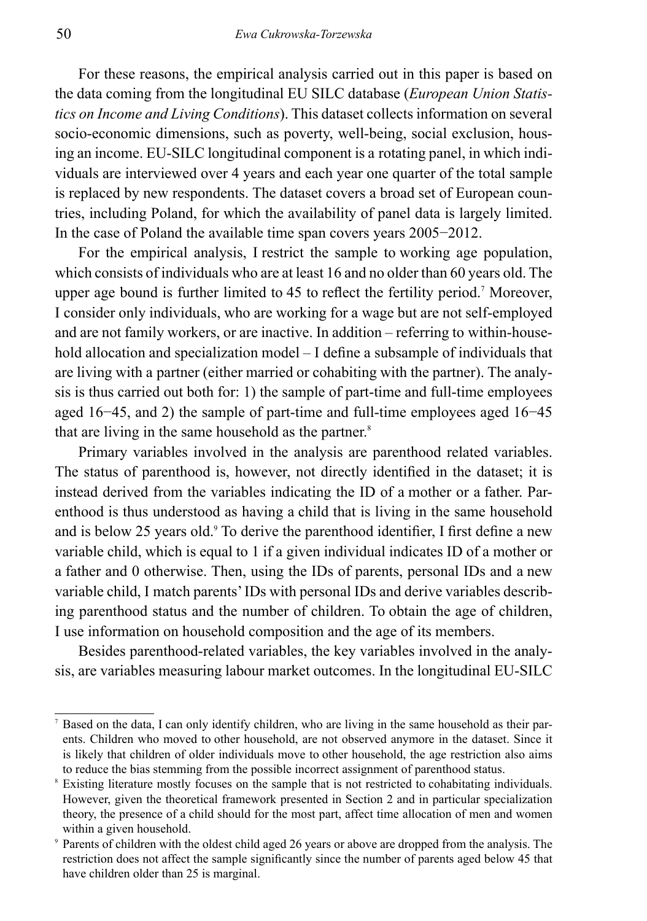For these reasons, the empirical analysis carried out in this paper is based on the data coming from the longitudinal EU SILC database (*European Union Statistics on Income and Living Conditions*). This dataset collects information on several socio-economic dimensions, such as poverty, well-being, social exclusion, housing an income. EU-SILC longitudinal component is a rotating panel, in which individuals are interviewed over 4 years and each year one quarter of the total sample is replaced by new respondents. The dataset covers a broad set of European countries, including Poland, for which the availability of panel data is largely limited. In the case of Poland the available time span covers years 2005−2012.

For the empirical analysis, I restrict the sample to working age population, which consists of individuals who are at least 16 and no older than 60 years old. The upper age bound is further limited to 45 to reflect the fertility period.[7] Moreover, I consider only individuals, who are working for a wage but are not self-employed and are not family workers, or are inactive. In addition – referring to within-household allocation and specialization model – I define a subsample of individuals that are living with a partner (either married or cohabiting with the partner). The analysis is thus carried out both for: 1) the sample of part-time and full-time employees aged 16−45, and 2) the sample of part-time and full-time employees aged 16−45 that are living in the same household as the partner.[8]

Primary variables involved in the analysis are parenthood related variables. The status of parenthood is, however, not directly identified in the dataset; it is instead derived from the variables indicating the ID of a mother or a father. Parenthood is thus understood as having a child that is living in the same household and is below 25 years old.[9] To derive the parenthood identifier, I first define a new variable child, which is equal to 1 if a given individual indicates ID of a mother or a father and 0 otherwise. Then, using the IDs of parents, personal IDs and a new variable child, I match parents' IDs with personal IDs and derive variables describing parenthood status and the number of children. To obtain the age of children, I use information on household composition and the age of its members.

Besides parenthood-related variables, the key variables involved in the analysis, are variables measuring labour market outcomes. In the longitudinal EU-SILC

---

[7] Based on the data, I can only identify children, who are living in the same household as their parents. Children who moved to other household, are not observed anymore in the dataset. Since it is likely that children of older individuals move to other household, the age restriction also aims to reduce the bias stemming from the possible incorrect assignment of parenthood status.

[8] Existing literature mostly focuses on the sample that is not restricted to cohabitating individuals. However, given the theoretical framework presented in Section 2 and in particular specialization theory, the presence of a child should for the most part, affect time allocation of men and women within a given household.

[9] Parents of children with the oldest child aged 26 years or above are dropped from the analysis. The restriction does not affect the sample significantly since the number of parents aged below 45 that have children older than 25 is marginal.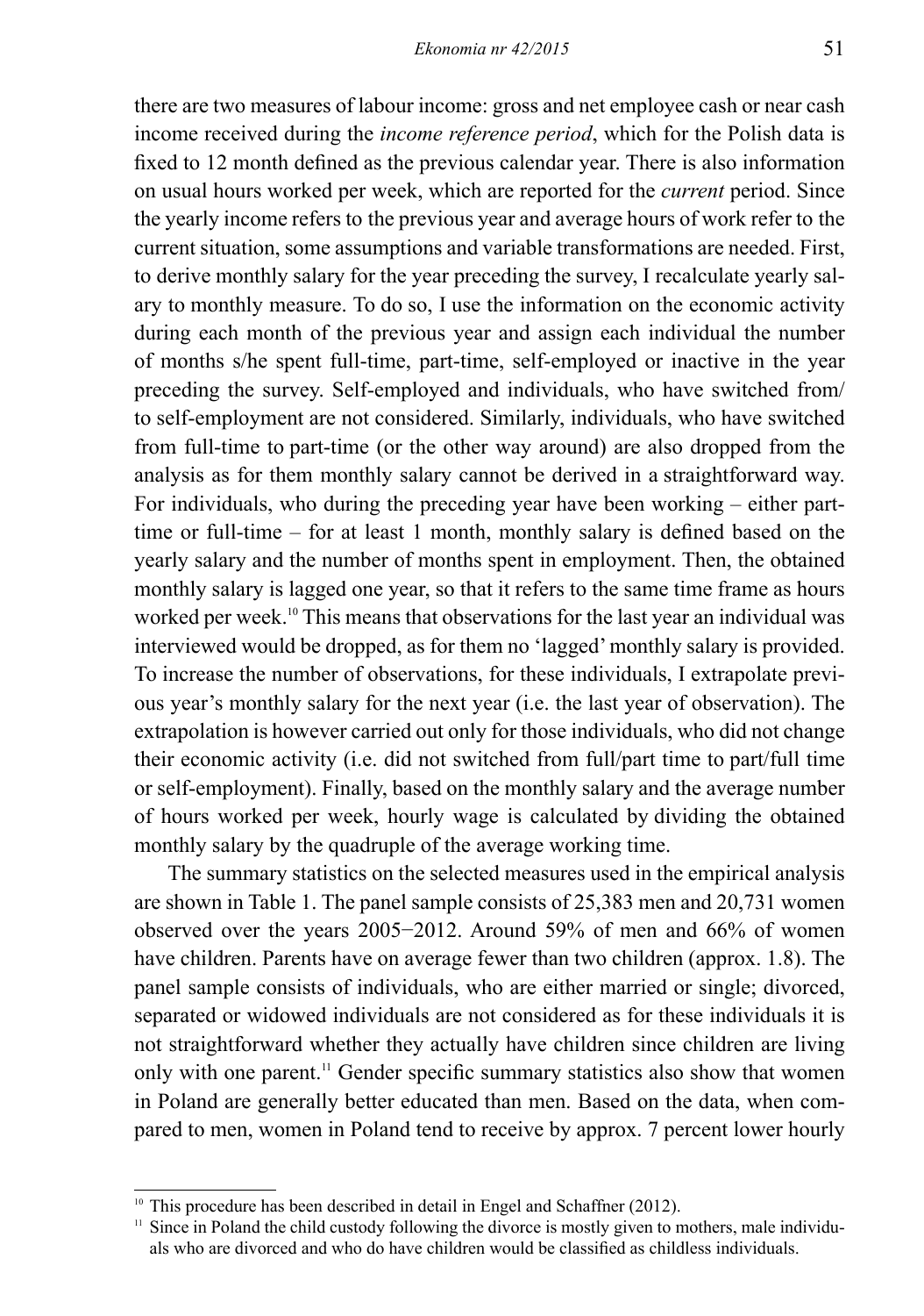there are two measures of labour income: gross and net employee cash or near cash income received during the *income reference period*, which for the Polish data is fixed to 12 month defined as the previous calendar year. There is also information on usual hours worked per week, which are reported for the *current* period. Since the yearly income refers to the previous year and average hours of work refer to the current situation, some assumptions and variable transformations are needed. First, to derive monthly salary for the year preceding the survey, I recalculate yearly salary to monthly measure. To do so, I use the information on the economic activity during each month of the previous year and assign each individual the number of months s/he spent full-time, part-time, self-employed or inactive in the year preceding the survey. Self-employed and individuals, who have switched from/ to self-employment are not considered. Similarly, individuals, who have switched from full-time to part-time (or the other way around) are also dropped from the analysis as for them monthly salary cannot be derived in a straightforward way. For individuals, who during the preceding year have been working – either part-time or full-time – for at least 1 month, monthly salary is defined based on the yearly salary and the number of months spent in employment. Then, the obtained monthly salary is lagged one year, so that it refers to the same time frame as hours worked per week.[10] This means that observations for the last year an individual was interviewed would be dropped, as for them no 'lagged' monthly salary is provided. To increase the number of observations, for these individuals, I extrapolate previous year's monthly salary for the next year (i.e. the last year of observation). The extrapolation is however carried out only for those individuals, who did not change their economic activity (i.e. did not switched from full/part time to part/full time or self-employment). Finally, based on the monthly salary and the average number of hours worked per week, hourly wage is calculated by dividing the obtained monthly salary by the quadruple of the average working time.

The summary statistics on the selected measures used in the empirical analysis are shown in Table 1. The panel sample consists of 25,383 men and 20,731 women observed over the years 2005−2012. Around 59% of men and 66% of women have children. Parents have on average fewer than two children (approx. 1.8). The panel sample consists of individuals, who are either married or single; divorced, separated or widowed individuals are not considered as for these individuals it is not straightforward whether they actually have children since children are living only with one parent.[11] Gender specific summary statistics also show that women in Poland are generally better educated than men. Based on the data, when compared to men, women in Poland tend to receive by approx. 7 percent lower hourly

---

[10] This procedure has been described in detail in Engel and Schaffner (2012).

[11] Since in Poland the child custody following the divorce is mostly given to mothers, male individuals who are divorced and who do have children would be classified as childless individuals.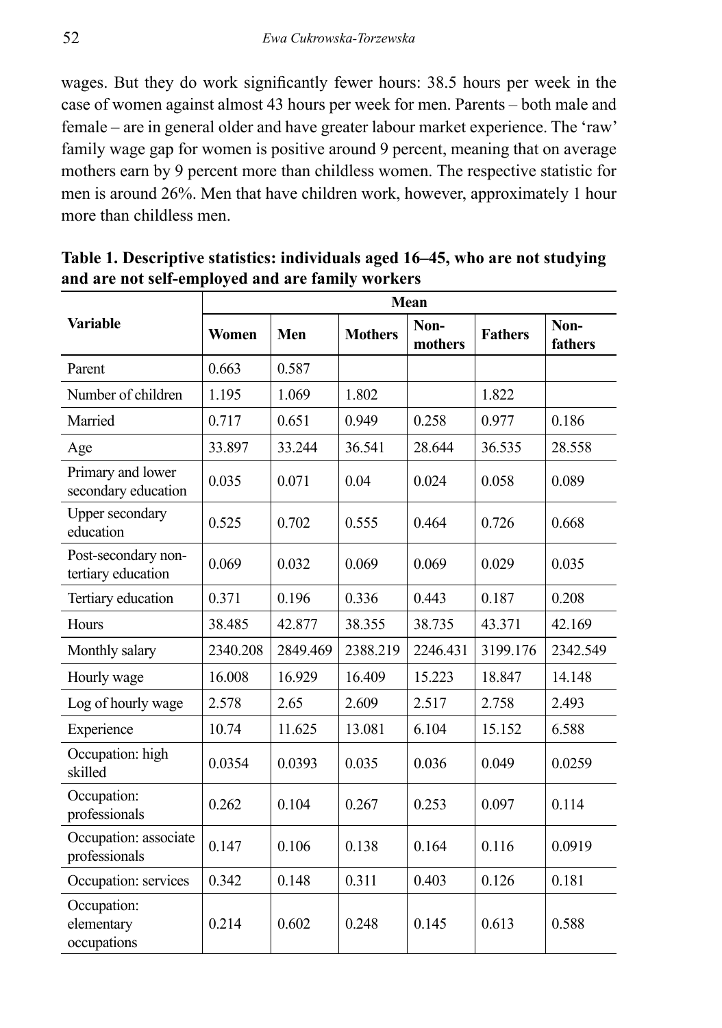wages. But they do work significantly fewer hours: 38.5 hours per week in the case of women against almost 43 hours per week for men. Parents – both male and female – are in general older and have greater labour market experience. The 'raw' family wage gap for women is positive around 9 percent, meaning that on average mothers earn by 9 percent more than childless women. The respective statistic for men is around 26%. Men that have children work, however, approximately 1 hour more than childless men.

**Table 1. Descriptive statistics: individuals aged 16–45, who are not studying and are not self-employed and are family workers**

| Variable | Mean | | | | | |
|---|---|---|---|---|---|---|
| | Women | Men | Mothers | Non-mothers | Fathers | Non-fathers |
| Parent | 0.663 | 0.587 | | | | |
| Number of children | 1.195 | 1.069 | 1.802 | | 1.822 | |
| Married | 0.717 | 0.651 | 0.949 | 0.258 | 0.977 | 0.186 |
| Age | 33.897 | 33.244 | 36.541 | 28.644 | 36.535 | 28.558 |
| Primary and lower secondary education | 0.035 | 0.071 | 0.04 | 0.024 | 0.058 | 0.089 |
| Upper secondary education | 0.525 | 0.702 | 0.555 | 0.464 | 0.726 | 0.668 |
| Post-secondary non-tertiary education | 0.069 | 0.032 | 0.069 | 0.069 | 0.029 | 0.035 |
| Tertiary education | 0.371 | 0.196 | 0.336 | 0.443 | 0.187 | 0.208 |
| Hours | 38.485 | 42.877 | 38.355 | 38.735 | 43.371 | 42.169 |
| Monthly salary | 2340.208 | 2849.469 | 2388.219 | 2246.431 | 3199.176 | 2342.549 |
| Hourly wage | 16.008 | 16.929 | 16.409 | 15.223 | 18.847 | 14.148 |
| Log of hourly wage | 2.578 | 2.65 | 2.609 | 2.517 | 2.758 | 2.493 |
| Experience | 10.74 | 11.625 | 13.081 | 6.104 | 15.152 | 6.588 |
| Occupation: high skilled | 0.0354 | 0.0393 | 0.035 | 0.036 | 0.049 | 0.0259 |
| Occupation: professionals | 0.262 | 0.104 | 0.267 | 0.253 | 0.097 | 0.114 |
| Occupation: associate professionals | 0.147 | 0.106 | 0.138 | 0.164 | 0.116 | 0.0919 |
| Occupation: services | 0.342 | 0.148 | 0.311 | 0.403 | 0.126 | 0.181 |
| Occupation: elementary occupations | 0.214 | 0.602 | 0.248 | 0.145 | 0.613 | 0.588 |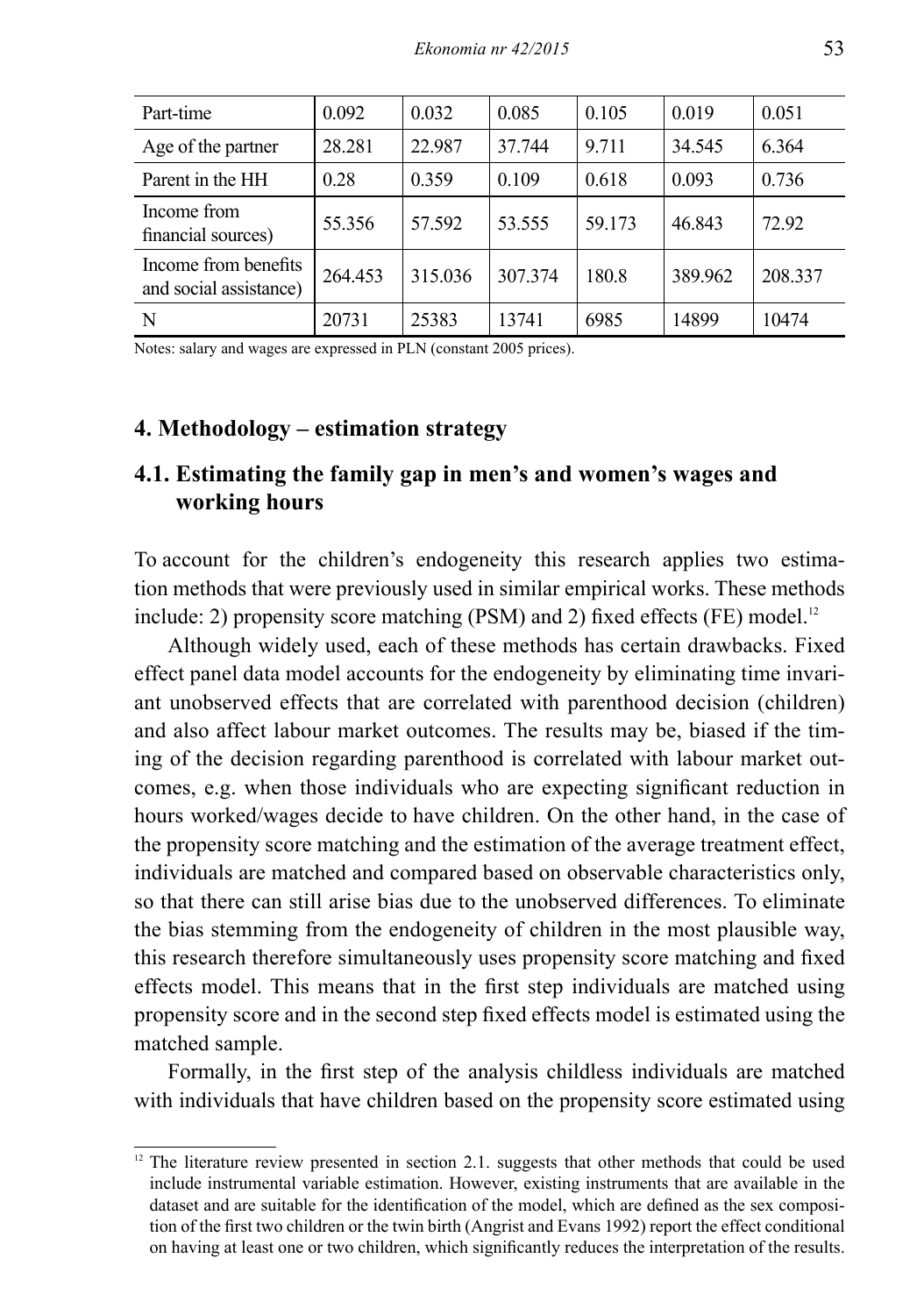| Part-time | 0.092 | 0.032 | 0.085 | 0.105 | 0.019 | 0.051 |
|---|---|---|---|---|---|---|
| Age of the partner | 28.281 | 22.987 | 37.744 | 9.711 | 34.545 | 6.364 |
| Parent in the HH | 0.28 | 0.359 | 0.109 | 0.618 | 0.093 | 0.736 |
| Income from financial sources) | 55.356 | 57.592 | 53.555 | 59.173 | 46.843 | 72.92 |
| Income from benefits and social assistance) | 264.453 | 315.036 | 307.374 | 180.8 | 389.962 | 208.337 |
| N | 20731 | 25383 | 13741 | 6985 | 14899 | 10474 |

Notes: salary and wages are expressed in PLN (constant 2005 prices).

## 4. Methodology – estimation strategy

### 4.1. Estimating the family gap in men's and women's wages and working hours

To account for the children's endogeneity this research applies two estimation methods that were previously used in similar empirical works. These methods include: 2) propensity score matching (PSM) and 2) fixed effects (FE) model.[12]

Although widely used, each of these methods has certain drawbacks. Fixed effect panel data model accounts for the endogeneity by eliminating time invariant unobserved effects that are correlated with parenthood decision (children) and also affect labour market outcomes. The results may be, biased if the timing of the decision regarding parenthood is correlated with labour market outcomes, e.g. when those individuals who are expecting significant reduction in hours worked/wages decide to have children. On the other hand, in the case of the propensity score matching and the estimation of the average treatment effect, individuals are matched and compared based on observable characteristics only, so that there can still arise bias due to the unobserved differences. To eliminate the bias stemming from the endogeneity of children in the most plausible way, this research therefore simultaneously uses propensity score matching and fixed effects model. This means that in the first step individuals are matched using propensity score and in the second step fixed effects model is estimated using the matched sample.

Formally, in the first step of the analysis childless individuals are matched with individuals that have children based on the propensity score estimated using

[12] The literature review presented in section 2.1. suggests that other methods that could be used include instrumental variable estimation. However, existing instruments that are available in the dataset and are suitable for the identification of the model, which are defined as the sex composition of the first two children or the twin birth (Angrist and Evans 1992) report the effect conditional on having at least one or two children, which significantly reduces the interpretation of the results.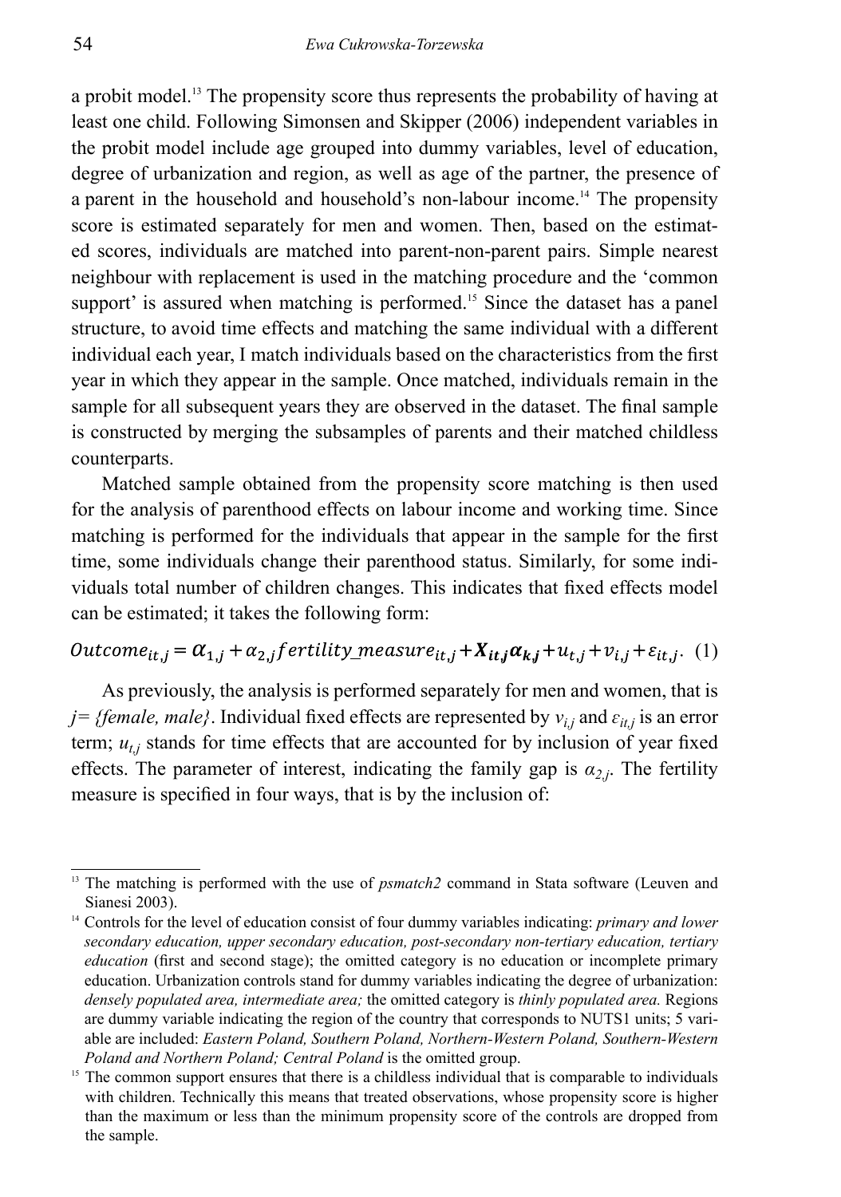a probit model.[13] The propensity score thus represents the probability of having at least one child. Following Simonsen and Skipper (2006) independent variables in the probit model include age grouped into dummy variables, level of education, degree of urbanization and region, as well as age of the partner, the presence of a parent in the household and household's non-labour income.[14] The propensity score is estimated separately for men and women. Then, based on the estimated scores, individuals are matched into parent-non-parent pairs. Simple nearest neighbour with replacement is used in the matching procedure and the 'common support' is assured when matching is performed.[15] Since the dataset has a panel structure, to avoid time effects and matching the same individual with a different individual each year, I match individuals based on the characteristics from the first year in which they appear in the sample. Once matched, individuals remain in the sample for all subsequent years they are observed in the dataset. The final sample is constructed by merging the subsamples of parents and their matched childless counterparts.

Matched sample obtained from the propensity score matching is then used for the analysis of parenthood effects on labour income and working time. Since matching is performed for the individuals that appear in the sample for the first time, some individuals change their parenthood status. Similarly, for some individuals total number of children changes. This indicates that fixed effects model can be estimated; it takes the following form:

$$Outcome_{it,j} = \alpha_{1,j} + \alpha_{2,j} fertility\_measure_{it,j} + \boldsymbol{X_{it,j}\alpha_{k,j}} + u_{t,j} + v_{i,j} + \varepsilon_{it,j}. \quad (1)$$

As previously, the analysis is performed separately for men and women, that is *j= {female, male}*. Individual fixed effects are represented by $v_{i,j}$ and $\varepsilon_{it,j}$ is an error term; $u_{t,j}$ stands for time effects that are accounted for by inclusion of year fixed effects. The parameter of interest, indicating the family gap is $\alpha_{2,j}$. The fertility measure is specified in four ways, that is by the inclusion of:

---

[13] The matching is performed with the use of *psmatch2* command in Stata software (Leuven and Sianesi 2003).

[14] Controls for the level of education consist of four dummy variables indicating: *primary and lower secondary education, upper secondary education, post-secondary non-tertiary education, tertiary education* (first and second stage); the omitted category is no education or incomplete primary education. Urbanization controls stand for dummy variables indicating the degree of urbanization: *densely populated area, intermediate area;* the omitted category is *thinly populated area.* Regions are dummy variable indicating the region of the country that corresponds to NUTS1 units; 5 variable are included: *Eastern Poland, Southern Poland, Northern-Western Poland, Southern-Western Poland and Northern Poland; Central Poland* is the omitted group.

[15] The common support ensures that there is a childless individual that is comparable to individuals with children. Technically this means that treated observations, whose propensity score is higher than the maximum or less than the minimum propensity score of the controls are dropped from the sample.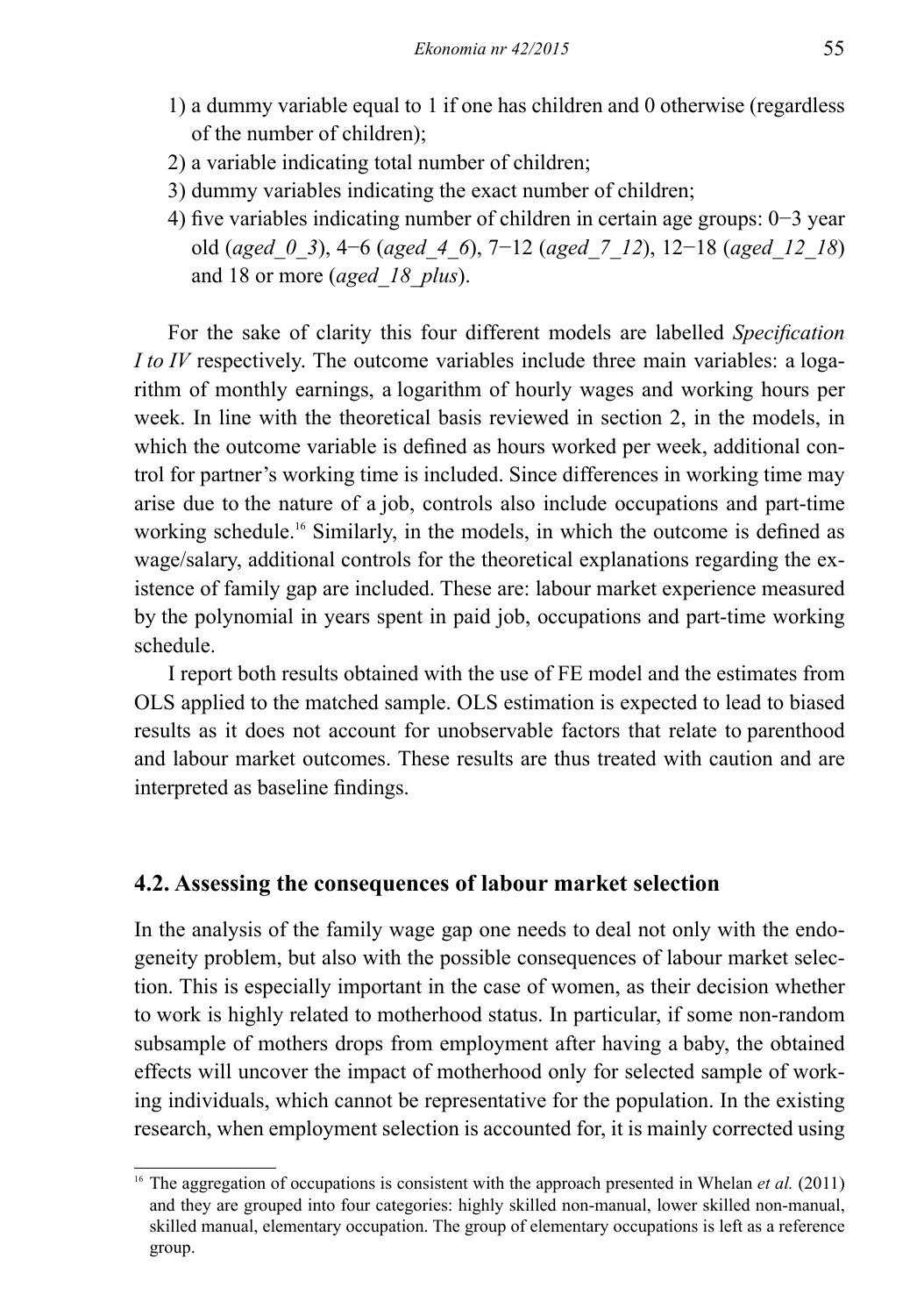1) a dummy variable equal to 1 if one has children and 0 otherwise (regardless of the number of children);
2) a variable indicating total number of children;
3) dummy variables indicating the exact number of children;
4) five variables indicating number of children in certain age groups: 0−3 year old (*aged_0_3*), 4−6 (*aged_4_6*), 7−12 (*aged_7_12*), 12−18 (*aged_12_18*) and 18 or more (*aged_18_plus*).

For the sake of clarity this four different models are labelled *Specification I to IV* respectively. The outcome variables include three main variables: a logarithm of monthly earnings, a logarithm of hourly wages and working hours per week. In line with the theoretical basis reviewed in section 2, in the models, in which the outcome variable is defined as hours worked per week, additional control for partner's working time is included. Since differences in working time may arise due to the nature of a job, controls also include occupations and part-time working schedule.[16] Similarly, in the models, in which the outcome is defined as wage/salary, additional controls for the theoretical explanations regarding the existence of family gap are included. These are: labour market experience measured by the polynomial in years spent in paid job, occupations and part-time working schedule.

I report both results obtained with the use of FE model and the estimates from OLS applied to the matched sample. OLS estimation is expected to lead to biased results as it does not account for unobservable factors that relate to parenthood and labour market outcomes. These results are thus treated with caution and are interpreted as baseline findings.

## 4.2. Assessing the consequences of labour market selection

In the analysis of the family wage gap one needs to deal not only with the endogeneity problem, but also with the possible consequences of labour market selection. This is especially important in the case of women, as their decision whether to work is highly related to motherhood status. In particular, if some non-random subsample of mothers drops from employment after having a baby, the obtained effects will uncover the impact of motherhood only for selected sample of working individuals, which cannot be representative for the population. In the existing research, when employment selection is accounted for, it is mainly corrected using

---

[16] The aggregation of occupations is consistent with the approach presented in Whelan *et al.* (2011) and they are grouped into four categories: highly skilled non-manual, lower skilled non-manual, skilled manual, elementary occupation. The group of elementary occupations is left as a reference group.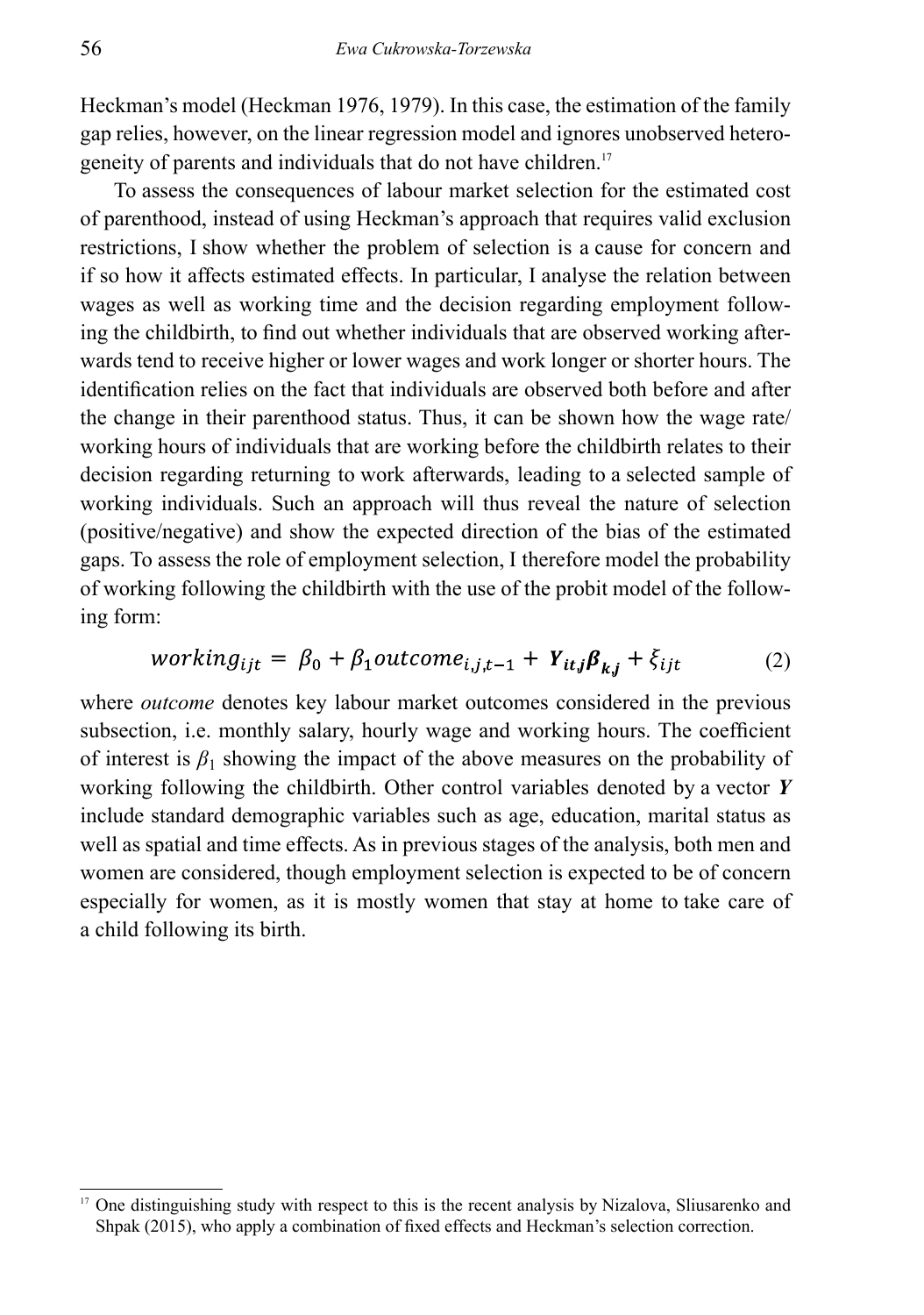Heckman's model (Heckman 1976, 1979). In this case, the estimation of the family gap relies, however, on the linear regression model and ignores unobserved heterogeneity of parents and individuals that do not have children.[17]

To assess the consequences of labour market selection for the estimated cost of parenthood, instead of using Heckman's approach that requires valid exclusion restrictions, I show whether the problem of selection is a cause for concern and if so how it affects estimated effects. In particular, I analyse the relation between wages as well as working time and the decision regarding employment following the childbirth, to find out whether individuals that are observed working afterwards tend to receive higher or lower wages and work longer or shorter hours. The identification relies on the fact that individuals are observed both before and after the change in their parenthood status. Thus, it can be shown how the wage rate/working hours of individuals that are working before the childbirth relates to their decision regarding returning to work afterwards, leading to a selected sample of working individuals. Such an approach will thus reveal the nature of selection (positive/negative) and show the expected direction of the bias of the estimated gaps. To assess the role of employment selection, I therefore model the probability of working following the childbirth with the use of the probit model of the following form:

$$working_{ijt} = \beta_0 + \beta_1 outcome_{i,j,t-1} + \boldsymbol{Y_{it,j}\beta_{k,j}} + \xi_{ijt} \tag{2}$$

where *outcome* denotes key labour market outcomes considered in the previous subsection, i.e. monthly salary, hourly wage and working hours. The coefficient of interest is $\beta_1$ showing the impact of the above measures on the probability of working following the childbirth. Other control variables denoted by a vector $\boldsymbol{Y}$ include standard demographic variables such as age, education, marital status as well as spatial and time effects. As in previous stages of the analysis, both men and women are considered, though employment selection is expected to be of concern especially for women, as it is mostly women that stay at home to take care of a child following its birth.

[17] One distinguishing study with respect to this is the recent analysis by Nizalova, Sliusarenko and Shpak (2015), who apply a combination of fixed effects and Heckman's selection correction.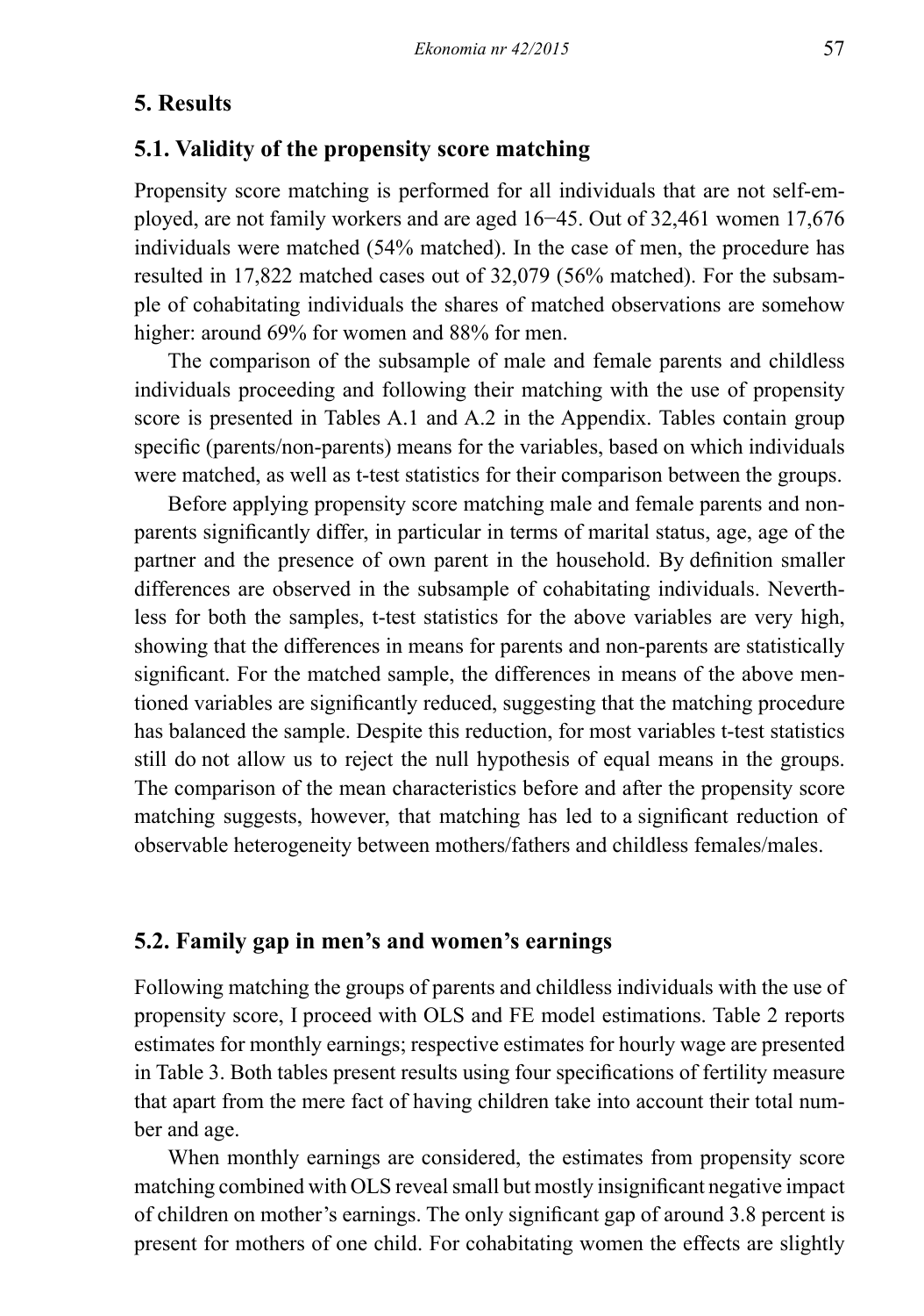## 5. Results

### 5.1. Validity of the propensity score matching

Propensity score matching is performed for all individuals that are not self-employed, are not family workers and are aged 16−45. Out of 32,461 women 17,676 individuals were matched (54% matched). In the case of men, the procedure has resulted in 17,822 matched cases out of 32,079 (56% matched). For the subsample of cohabitating individuals the shares of matched observations are somehow higher: around 69% for women and 88% for men.

The comparison of the subsample of male and female parents and childless individuals proceeding and following their matching with the use of propensity score is presented in Tables A.1 and A.2 in the Appendix. Tables contain group specific (parents/non-parents) means for the variables, based on which individuals were matched, as well as t-test statistics for their comparison between the groups.

Before applying propensity score matching male and female parents and non-parents significantly differ, in particular in terms of marital status, age, age of the partner and the presence of own parent in the household. By definition smaller differences are observed in the subsample of cohabitating individuals. Nevertheless for both the samples, t-test statistics for the above variables are very high, showing that the differences in means for parents and non-parents are statistically significant. For the matched sample, the differences in means of the above mentioned variables are significantly reduced, suggesting that the matching procedure has balanced the sample. Despite this reduction, for most variables t-test statistics still do not allow us to reject the null hypothesis of equal means in the groups. The comparison of the mean characteristics before and after the propensity score matching suggests, however, that matching has led to a significant reduction of observable heterogeneity between mothers/fathers and childless females/males.

### 5.2. Family gap in men's and women's earnings

Following matching the groups of parents and childless individuals with the use of propensity score, I proceed with OLS and FE model estimations. Table 2 reports estimates for monthly earnings; respective estimates for hourly wage are presented in Table 3. Both tables present results using four specifications of fertility measure that apart from the mere fact of having children take into account their total number and age.

When monthly earnings are considered, the estimates from propensity score matching combined with OLS reveal small but mostly insignificant negative impact of children on mother's earnings. The only significant gap of around 3.8 percent is present for mothers of one child. For cohabitating women the effects are slightly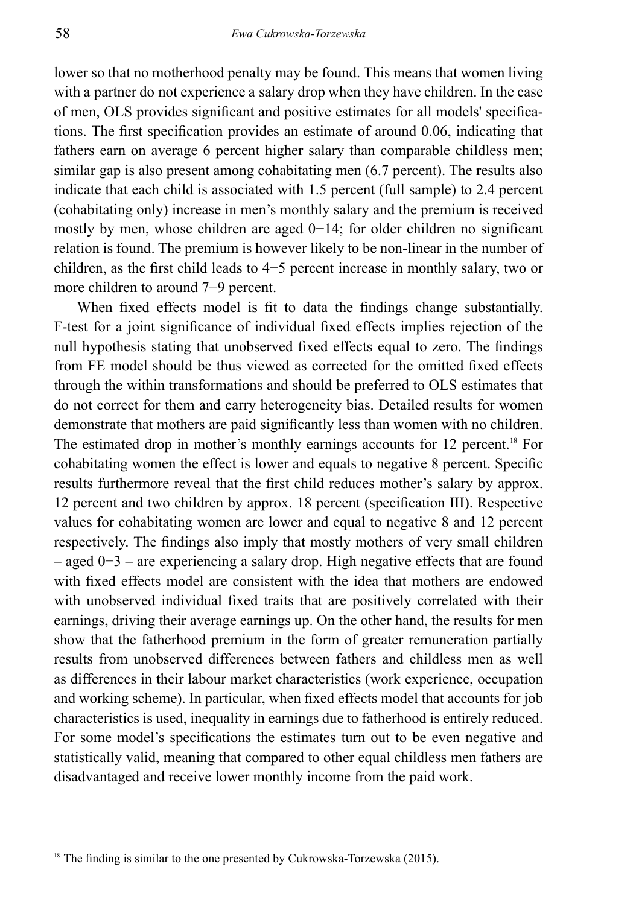lower so that no motherhood penalty may be found. This means that women living with a partner do not experience a salary drop when they have children. In the case of men, OLS provides significant and positive estimates for all models' specifications. The first specification provides an estimate of around 0.06, indicating that fathers earn on average 6 percent higher salary than comparable childless men; similar gap is also present among cohabitating men (6.7 percent). The results also indicate that each child is associated with 1.5 percent (full sample) to 2.4 percent (cohabitating only) increase in men's monthly salary and the premium is received mostly by men, whose children are aged 0−14; for older children no significant relation is found. The premium is however likely to be non-linear in the number of children, as the first child leads to 4−5 percent increase in monthly salary, two or more children to around 7−9 percent.

When fixed effects model is fit to data the findings change substantially. F-test for a joint significance of individual fixed effects implies rejection of the null hypothesis stating that unobserved fixed effects equal to zero. The findings from FE model should be thus viewed as corrected for the omitted fixed effects through the within transformations and should be preferred to OLS estimates that do not correct for them and carry heterogeneity bias. Detailed results for women demonstrate that mothers are paid significantly less than women with no children. The estimated drop in mother's monthly earnings accounts for 12 percent.[18] For cohabitating women the effect is lower and equals to negative 8 percent. Specific results furthermore reveal that the first child reduces mother's salary by approx. 12 percent and two children by approx. 18 percent (specification III). Respective values for cohabitating women are lower and equal to negative 8 and 12 percent respectively. The findings also imply that mostly mothers of very small children – aged 0−3 – are experiencing a salary drop. High negative effects that are found with fixed effects model are consistent with the idea that mothers are endowed with unobserved individual fixed traits that are positively correlated with their earnings, driving their average earnings up. On the other hand, the results for men show that the fatherhood premium in the form of greater remuneration partially results from unobserved differences between fathers and childless men as well as differences in their labour market characteristics (work experience, occupation and working scheme). In particular, when fixed effects model that accounts for job characteristics is used, inequality in earnings due to fatherhood is entirely reduced. For some model's specifications the estimates turn out to be even negative and statistically valid, meaning that compared to other equal childless men fathers are disadvantaged and receive lower monthly income from the paid work.

[18] The finding is similar to the one presented by Cukrowska-Torzewska (2015).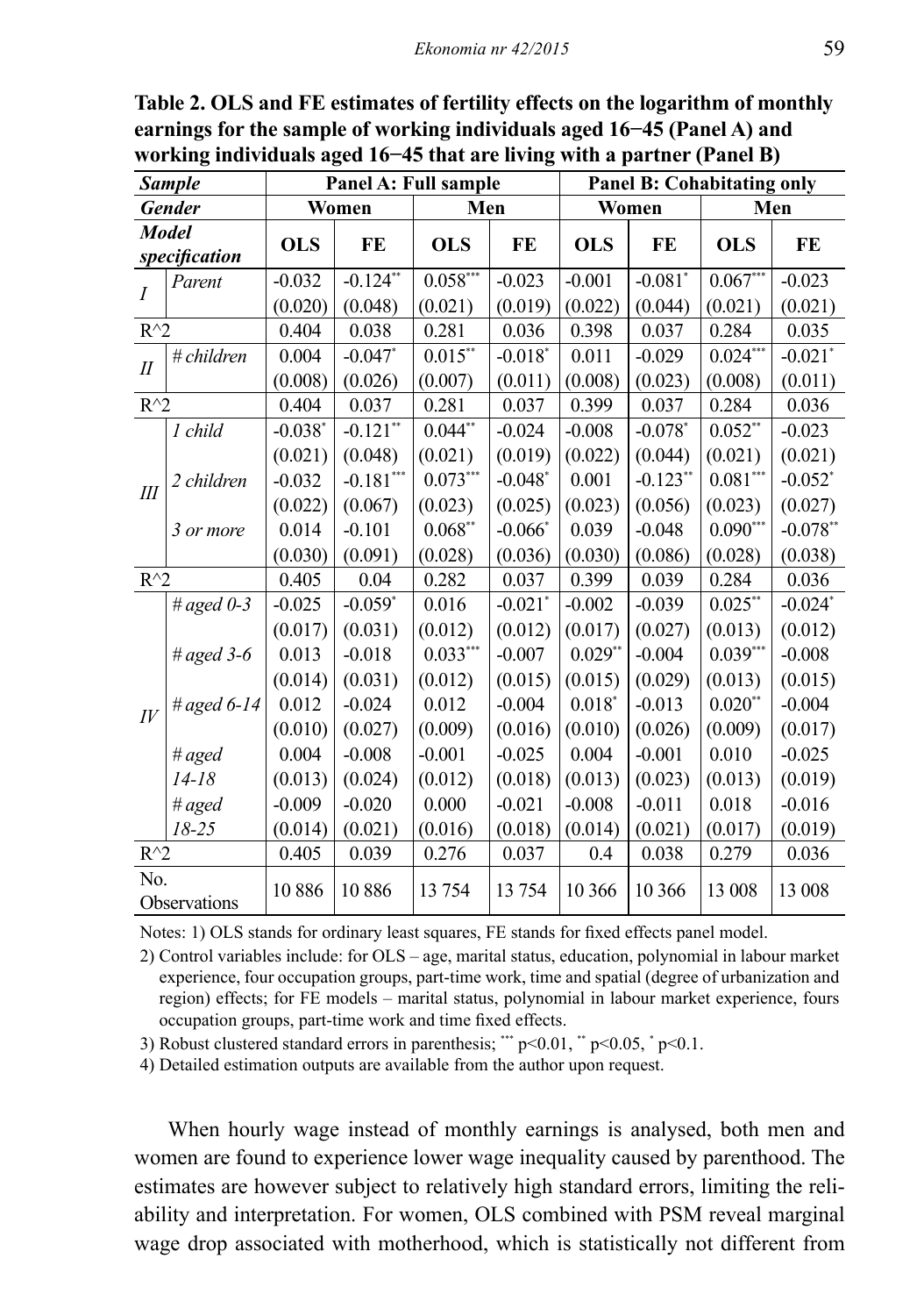**Table 2. OLS and FE estimates of fertility effects on the logarithm of monthly earnings for the sample of working individuals aged 16−45 (Panel A) and working individuals aged 16−45 that are living with a partner (Panel B)**

| *Sample* | | Panel A: Full sample | | | | Panel B: Cohabitating only | | | |
|---|---|---|---|---|---|---|---|---|---|
| *Gender* | | Women | | Men | | Women | | Men | |
| *Model specification* | | OLS | FE | OLS | FE | OLS | FE | OLS | FE |
| *I* | *Parent* | -0.032 | -0.124** | 0.058*** | -0.023 | -0.001 | -0.081* | 0.067*** | -0.023 |
| | | (0.020) | (0.048) | (0.021) | (0.019) | (0.022) | (0.044) | (0.021) | (0.021) |
| $R^2$ | | 0.404 | 0.038 | 0.281 | 0.036 | 0.398 | 0.037 | 0.284 | 0.035 |
| *II* | *# children* | 0.004 | -0.047* | 0.015** | -0.018* | 0.011 | -0.029 | 0.024*** | -0.021* |
| | | (0.008) | (0.026) | (0.007) | (0.011) | (0.008) | (0.023) | (0.008) | (0.011) |
| $R^2$ | | 0.404 | 0.037 | 0.281 | 0.037 | 0.399 | 0.037 | 0.284 | 0.036 |
| *III* | *1 child* | -0.038* | -0.121** | 0.044** | -0.024 | -0.008 | -0.078* | 0.052** | -0.023 |
| | | (0.021) | (0.048) | (0.021) | (0.019) | (0.022) | (0.044) | (0.021) | (0.021) |
| | *2 children* | -0.032 | -0.181*** | 0.073*** | -0.048* | 0.001 | -0.123** | 0.081*** | -0.052* |
| | | (0.022) | (0.067) | (0.023) | (0.025) | (0.023) | (0.056) | (0.023) | (0.027) |
| | *3 or more* | 0.014 | -0.101 | 0.068** | -0.066* | 0.039 | -0.048 | 0.090*** | -0.078** |
| | | (0.030) | (0.091) | (0.028) | (0.036) | (0.030) | (0.086) | (0.028) | (0.038) |
| $R^2$ | | 0.405 | 0.04 | 0.282 | 0.037 | 0.399 | 0.039 | 0.284 | 0.036 |
| *IV* | *# aged 0-3* | -0.025 | -0.059* | 0.016 | -0.021* | -0.002 | -0.039 | 0.025** | -0.024* |
| | | (0.017) | (0.031) | (0.012) | (0.012) | (0.017) | (0.027) | (0.013) | (0.012) |
| | *# aged 3-6* | 0.013 | -0.018 | 0.033*** | -0.007 | 0.029** | -0.004 | 0.039*** | -0.008 |
| | | (0.014) | (0.031) | (0.012) | (0.015) | (0.015) | (0.029) | (0.013) | (0.015) |
| | *# aged 6-14* | 0.012 | -0.024 | 0.012 | -0.004 | 0.018* | -0.013 | 0.020** | -0.004 |
| | | (0.010) | (0.027) | (0.009) | (0.016) | (0.010) | (0.026) | (0.009) | (0.017) |
| | *# aged 14-18* | 0.004 | -0.008 | -0.001 | -0.025 | 0.004 | -0.001 | 0.010 | -0.025 |
| | | (0.013) | (0.024) | (0.012) | (0.018) | (0.013) | (0.023) | (0.013) | (0.019) |
| | *# aged 18-25* | -0.009 | -0.020 | 0.000 | -0.021 | -0.008 | -0.011 | 0.018 | -0.016 |
| | | (0.014) | (0.021) | (0.016) | (0.018) | (0.014) | (0.021) | (0.017) | (0.019) |
| $R^2$ | | 0.405 | 0.039 | 0.276 | 0.037 | 0.4 | 0.038 | 0.279 | 0.036 |
| No. Observations | | 10 886 | 10 886 | 13 754 | 13 754 | 10 366 | 10 366 | 13 008 | 13 008 |

Notes: 1) OLS stands for ordinary least squares, FE stands for fixed effects panel model.

2) Control variables include: for OLS – age, marital status, education, polynomial in labour market experience, four occupation groups, part-time work, time and spatial (degree of urbanization and region) effects; for FE models – marital status, polynomial in labour market experience, fours occupation groups, part-time work and time fixed effects.

3) Robust clustered standard errors in parenthesis; *** $p<0.01$, ** $p<0.05$, * $p<0.1$.

4) Detailed estimation outputs are available from the author upon request.

When hourly wage instead of monthly earnings is analysed, both men and women are found to experience lower wage inequality caused by parenthood. The estimates are however subject to relatively high standard errors, limiting the reliability and interpretation. For women, OLS combined with PSM reveal marginal wage drop associated with motherhood, which is statistically not different from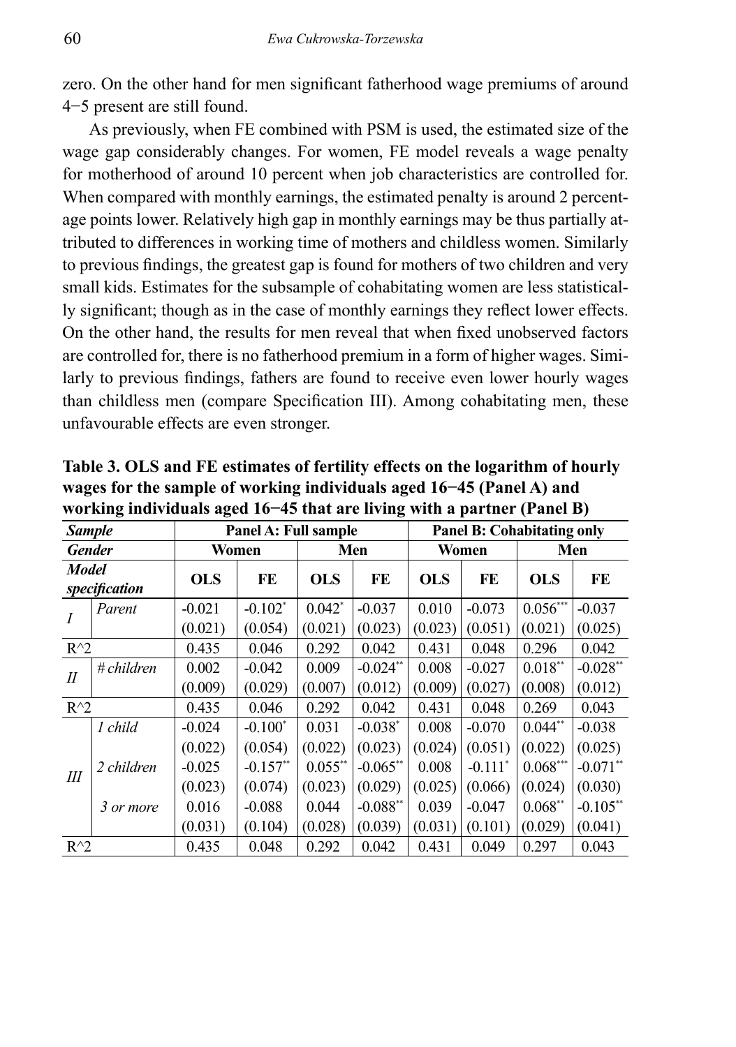zero. On the other hand for men significant fatherhood wage premiums of around 4−5 present are still found.

As previously, when FE combined with PSM is used, the estimated size of the wage gap considerably changes. For women, FE model reveals a wage penalty for motherhood of around 10 percent when job characteristics are controlled for. When compared with monthly earnings, the estimated penalty is around 2 percentage points lower. Relatively high gap in monthly earnings may be thus partially attributed to differences in working time of mothers and childless women. Similarly to previous findings, the greatest gap is found for mothers of two children and very small kids. Estimates for the subsample of cohabitating women are less statistically significant; though as in the case of monthly earnings they reflect lower effects. On the other hand, the results for men reveal that when fixed unobserved factors are controlled for, there is no fatherhood premium in a form of higher wages. Similarly to previous findings, fathers are found to receive even lower hourly wages than childless men (compare Specification III). Among cohabitating men, these unfavourable effects are even stronger.

**Table 3. OLS and FE estimates of fertility effects on the logarithm of hourly wages for the sample of working individuals aged 16−45 (Panel A) and working individuals aged 16−45 that are living with a partner (Panel B)**

| *Sample* | | Panel A: Full sample | | | | Panel B: Cohabitating only | | | |
|---|---|---|---|---|---|---|---|---|---|
| *Gender* | | Women | | Men | | Women | | Men | |
| *Model specification* | | OLS | FE | OLS | FE | OLS | FE | OLS | FE |
| *I* | *Parent* | -0.021 | -0.102* | 0.042* | -0.037 | 0.010 | -0.073 | 0.056*** | -0.037 |
| | | (0.021) | (0.054) | (0.021) | (0.023) | (0.023) | (0.051) | (0.021) | (0.025) |
| $R^2$ | | 0.435 | 0.046 | 0.292 | 0.042 | 0.431 | 0.048 | 0.296 | 0.042 |
| *II* | *# children* | 0.002 | -0.042 | 0.009 | -0.024** | 0.008 | -0.027 | 0.018** | -0.028** |
| | | (0.009) | (0.029) | (0.007) | (0.012) | (0.009) | (0.027) | (0.008) | (0.012) |
| $R^2$ | | 0.435 | 0.046 | 0.292 | 0.042 | 0.431 | 0.048 | 0.269 | 0.043 |
| *III* | *1 child* | -0.024 | -0.100* | 0.031 | -0.038* | 0.008 | -0.070 | 0.044** | -0.038 |
| | | (0.022) | (0.054) | (0.022) | (0.023) | (0.024) | (0.051) | (0.022) | (0.025) |
| | *2 children* | -0.025 | -0.157** | 0.055** | -0.065** | 0.008 | -0.111* | 0.068*** | -0.071** |
| | | (0.023) | (0.074) | (0.023) | (0.029) | (0.025) | (0.066) | (0.024) | (0.030) |
| | *3 or more* | 0.016 | -0.088 | 0.044 | -0.088** | 0.039 | -0.047 | 0.068** | -0.105** |
| | | (0.031) | (0.104) | (0.028) | (0.039) | (0.031) | (0.101) | (0.029) | (0.041) |
| $R^2$ | | 0.435 | 0.048 | 0.292 | 0.042 | 0.431 | 0.049 | 0.297 | 0.043 |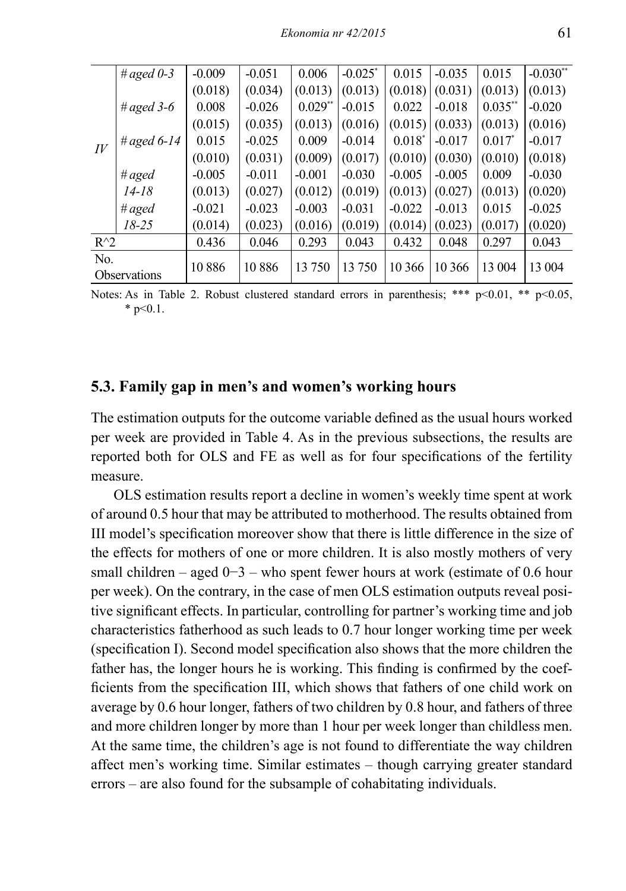| | | | | | | | | | |
|---|---|---|---|---|---|---|---|---|---|
| IV | # aged 0-3 | -0.009 | -0.051 | 0.006 | -0.025* | 0.015 | -0.035 | 0.015 | -0.030** |
| | | (0.018) | (0.034) | (0.013) | (0.013) | (0.018) | (0.031) | (0.013) | (0.013) |
| | # aged 3-6 | 0.008 | -0.026 | 0.029** | -0.015 | 0.022 | -0.018 | 0.035** | -0.020 |
| | | (0.015) | (0.035) | (0.013) | (0.016) | (0.015) | (0.033) | (0.013) | (0.016) |
| | # aged 6-14 | 0.015 | -0.025 | 0.009 | -0.014 | 0.018* | -0.017 | 0.017* | -0.017 |
| | | (0.010) | (0.031) | (0.009) | (0.017) | (0.010) | (0.030) | (0.010) | (0.018) |
| | # aged 14-18 | -0.005 | -0.011 | -0.001 | -0.030 | -0.005 | -0.005 | 0.009 | -0.030 |
| | | (0.013) | (0.027) | (0.012) | (0.019) | (0.013) | (0.027) | (0.013) | (0.020) |
| | # aged 18-25 | -0.021 | -0.023 | -0.003 | -0.031 | -0.022 | -0.013 | 0.015 | -0.025 |
| | | (0.014) | (0.023) | (0.016) | (0.019) | (0.014) | (0.023) | (0.017) | (0.020) |
| R^2 | | 0.436 | 0.046 | 0.293 | 0.043 | 0.432 | 0.048 | 0.297 | 0.043 |
| No. Observations | | 10 886 | 10 886 | 13 750 | 13 750 | 10 366 | 10 366 | 13 004 | 13 004 |

Notes: As in Table 2. Robust clustered standard errors in parenthesis; *** p<0.01, ** p<0.05, * p<0.1.

### 5.3. Family gap in men's and women's working hours

The estimation outputs for the outcome variable defined as the usual hours worked per week are provided in Table 4. As in the previous subsections, the results are reported both for OLS and FE as well as for four specifications of the fertility measure.

OLS estimation results report a decline in women's weekly time spent at work of around 0.5 hour that may be attributed to motherhood. The results obtained from III model's specification moreover show that there is little difference in the size of the effects for mothers of one or more children. It is also mostly mothers of very small children – aged 0−3 – who spent fewer hours at work (estimate of 0.6 hour per week). On the contrary, in the case of men OLS estimation outputs reveal positive significant effects. In particular, controlling for partner's working time and job characteristics fatherhood as such leads to 0.7 hour longer working time per week (specification I). Second model specification also shows that the more children the father has, the longer hours he is working. This finding is confirmed by the coefficients from the specification III, which shows that fathers of one child work on average by 0.6 hour longer, fathers of two children by 0.8 hour, and fathers of three and more children longer by more than 1 hour per week longer than childless men. At the same time, the children's age is not found to differentiate the way children affect men's working time. Similar estimates – though carrying greater standard errors – are also found for the subsample of cohabitating individuals.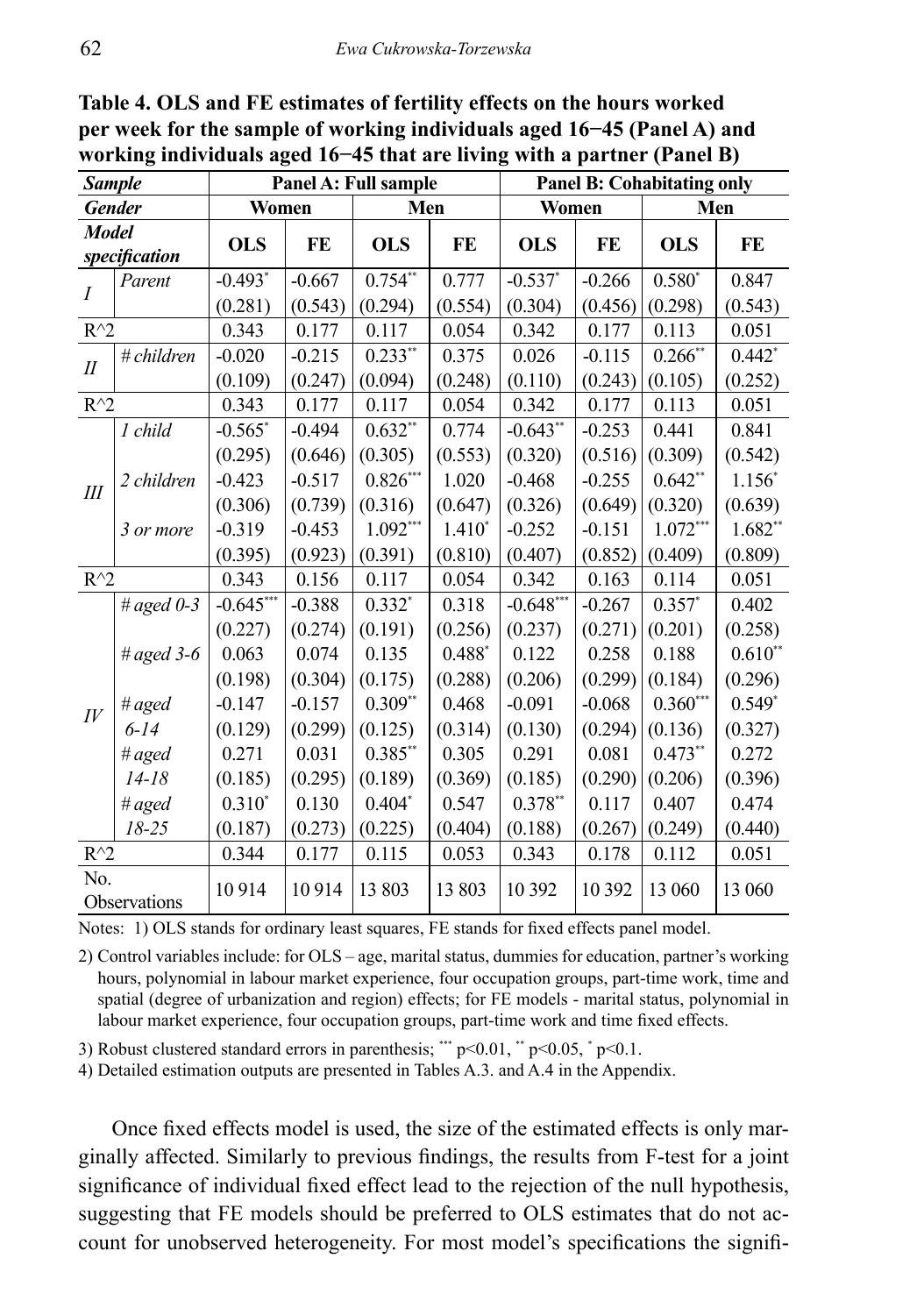**Table 4. OLS and FE estimates of fertility effects on the hours worked per week for the sample of working individuals aged 16−45 (Panel A) and working individuals aged 16−45 that are living with a partner (Panel B)**

| *Sample* | | Panel A: Full sample | | | | Panel B: Cohabitating only | | | |
|---|---|---|---|---|---|---|---|---|---|
| *Gender* | | Women | | Men | | Women | | Men | |
| *Model specification* | | **OLS** | **FE** | **OLS** | **FE** | **OLS** | **FE** | **OLS** | **FE** |
| *I* | *Parent* | -0.493* | -0.667 | 0.754** | 0.777 | -0.537* | -0.266 | 0.580* | 0.847 |
| | | (0.281) | (0.543) | (0.294) | (0.554) | (0.304) | (0.456) | (0.298) | (0.543) |
| $R^2$ | | 0.343 | 0.177 | 0.117 | 0.054 | 0.342 | 0.177 | 0.113 | 0.051 |
| *II* | *# children* | -0.020 | -0.215 | 0.233** | 0.375 | 0.026 | -0.115 | 0.266** | 0.442* |
| | | (0.109) | (0.247) | (0.094) | (0.248) | (0.110) | (0.243) | (0.105) | (0.252) |
| $R^2$ | | 0.343 | 0.177 | 0.117 | 0.054 | 0.342 | 0.177 | 0.113 | 0.051 |
| *III* | *1 child* | -0.565* | -0.494 | 0.632** | 0.774 | -0.643** | -0.253 | 0.441 | 0.841 |
| | | (0.295) | (0.646) | (0.305) | (0.553) | (0.320) | (0.516) | (0.309) | (0.542) |
| | *2 children* | -0.423 | -0.517 | 0.826*** | 1.020 | -0.468 | -0.255 | 0.642** | 1.156* |
| | | (0.306) | (0.739) | (0.316) | (0.647) | (0.326) | (0.649) | (0.320) | (0.639) |
| | *3 or more* | -0.319 | -0.453 | 1.092*** | 1.410* | -0.252 | -0.151 | 1.072*** | 1.682** |
| | | (0.395) | (0.923) | (0.391) | (0.810) | (0.407) | (0.852) | (0.409) | (0.809) |
| $R^2$ | | 0.343 | 0.156 | 0.117 | 0.054 | 0.342 | 0.163 | 0.114 | 0.051 |
| *IV* | *# aged 0-3* | -0.645*** | -0.388 | 0.332* | 0.318 | -0.648*** | -0.267 | 0.357* | 0.402 |
| | | (0.227) | (0.274) | (0.191) | (0.256) | (0.237) | (0.271) | (0.201) | (0.258) |
| | *# aged 3-6* | 0.063 | 0.074 | 0.135 | 0.488* | 0.122 | 0.258 | 0.188 | 0.610** |
| | | (0.198) | (0.304) | (0.175) | (0.288) | (0.206) | (0.299) | (0.184) | (0.296) |
| | *# aged 6-14* | -0.147 | -0.157 | 0.309** | 0.468 | -0.091 | -0.068 | 0.360*** | 0.549* |
| | | (0.129) | (0.299) | (0.125) | (0.314) | (0.130) | (0.294) | (0.136) | (0.327) |
| | *# aged 14-18* | 0.271 | 0.031 | 0.385** | 0.305 | 0.291 | 0.081 | 0.473** | 0.272 |
| | | (0.185) | (0.295) | (0.189) | (0.369) | (0.185) | (0.290) | (0.206) | (0.396) |
| | *# aged 18-25* | 0.310* | 0.130 | 0.404* | 0.547 | 0.378** | 0.117 | 0.407 | 0.474 |
| | | (0.187) | (0.273) | (0.225) | (0.404) | (0.188) | (0.267) | (0.249) | (0.440) |
| $R^2$ | | 0.344 | 0.177 | 0.115 | 0.053 | 0.343 | 0.178 | 0.112 | 0.051 |
| No. Observations | | 10 914 | 10 914 | 13 803 | 13 803 | 10 392 | 10 392 | 13 060 | 13 060 |

Notes: 1) OLS stands for ordinary least squares, FE stands for fixed effects panel model.

2) Control variables include: for OLS – age, marital status, dummies for education, partner's working hours, polynomial in labour market experience, four occupation groups, part-time work, time and spatial (degree of urbanization and region) effects; for FE models - marital status, polynomial in labour market experience, four occupation groups, part-time work and time fixed effects.

3) Robust clustered standard errors in parenthesis; *** p<0.01, ** p<0.05, * p<0.1.

4) Detailed estimation outputs are presented in Tables A.3. and A.4 in the Appendix.

Once fixed effects model is used, the size of the estimated effects is only marginally affected. Similarly to previous findings, the results from F-test for a joint significance of individual fixed effect lead to the rejection of the null hypothesis, suggesting that FE models should be preferred to OLS estimates that do not account for unobserved heterogeneity. For most model's specifications the signifi-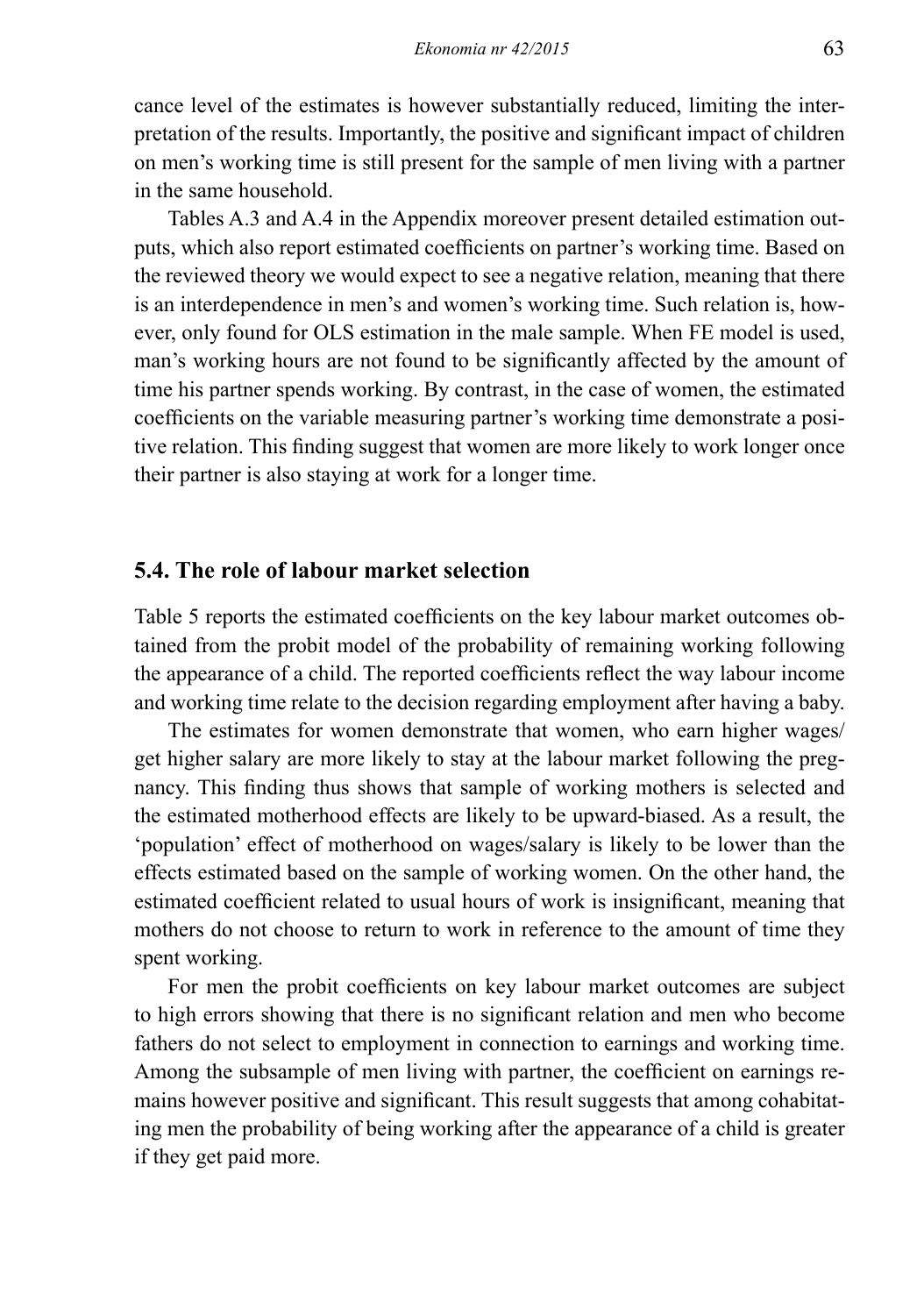cance level of the estimates is however substantially reduced, limiting the interpretation of the results. Importantly, the positive and significant impact of children on men's working time is still present for the sample of men living with a partner in the same household.

Tables A.3 and A.4 in the Appendix moreover present detailed estimation outputs, which also report estimated coefficients on partner's working time. Based on the reviewed theory we would expect to see a negative relation, meaning that there is an interdependence in men's and women's working time. Such relation is, however, only found for OLS estimation in the male sample. When FE model is used, man's working hours are not found to be significantly affected by the amount of time his partner spends working. By contrast, in the case of women, the estimated coefficients on the variable measuring partner's working time demonstrate a positive relation. This finding suggest that women are more likely to work longer once their partner is also staying at work for a longer time.

## 5.4. The role of labour market selection

Table 5 reports the estimated coefficients on the key labour market outcomes obtained from the probit model of the probability of remaining working following the appearance of a child. The reported coefficients reflect the way labour income and working time relate to the decision regarding employment after having a baby.

The estimates for women demonstrate that women, who earn higher wages/get higher salary are more likely to stay at the labour market following the pregnancy. This finding thus shows that sample of working mothers is selected and the estimated motherhood effects are likely to be upward-biased. As a result, the 'population' effect of motherhood on wages/salary is likely to be lower than the effects estimated based on the sample of working women. On the other hand, the estimated coefficient related to usual hours of work is insignificant, meaning that mothers do not choose to return to work in reference to the amount of time they spent working.

For men the probit coefficients on key labour market outcomes are subject to high errors showing that there is no significant relation and men who become fathers do not select to employment in connection to earnings and working time. Among the subsample of men living with partner, the coefficient on earnings remains however positive and significant. This result suggests that among cohabitating men the probability of being working after the appearance of a child is greater if they get paid more.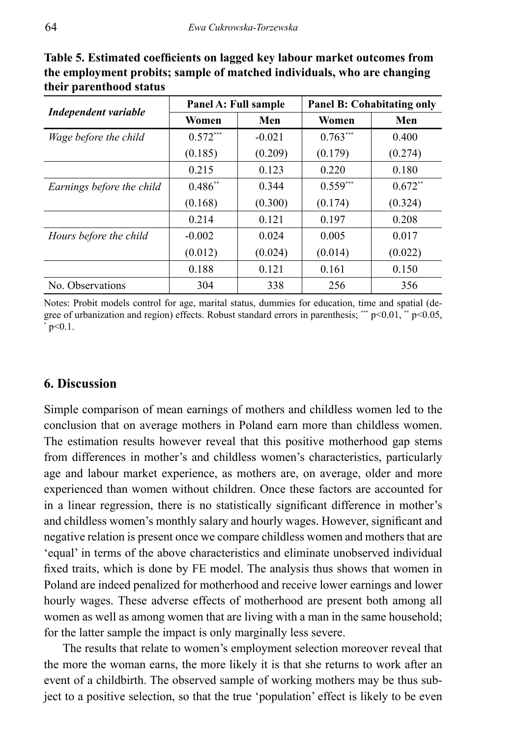**Table 5. Estimated coefficients on lagged key labour market outcomes from the employment probits; sample of matched individuals, who are changing their parenthood status**

| *Independent variable* | Panel A: Full sample | | Panel B: Cohabitating only | |
|---|---|---|---|---|
| | Women | Men | Women | Men |
| *Wage before the child* | $0.572^{***}$ | -0.021 | $0.763^{***}$ | 0.400 |
| | (0.185) | (0.209) | (0.179) | (0.274) |
| | 0.215 | 0.123 | 0.220 | 0.180 |
| *Earnings before the child* | $0.486^{**}$ | 0.344 | $0.559^{***}$ | $0.672^{**}$ |
| | (0.168) | (0.300) | (0.174) | (0.324) |
| | 0.214 | 0.121 | 0.197 | 0.208 |
| *Hours before the child* | -0.002 | 0.024 | 0.005 | 0.017 |
| | (0.012) | (0.024) | (0.014) | (0.022) |
| | 0.188 | 0.121 | 0.161 | 0.150 |
| No. Observations | 304 | 338 | 256 | 356 |

Notes: Probit models control for age, marital status, dummies for education, time and spatial (degree of urbanization and region) effects. Robust standard errors in parenthesis; $^{***}$ $p<0.01$, $^{**}$ $p<0.05$, $^{*}$ $p<0.1$.

## 6. Discussion

Simple comparison of mean earnings of mothers and childless women led to the conclusion that on average mothers in Poland earn more than childless women. The estimation results however reveal that this positive motherhood gap stems from differences in mother's and childless women's characteristics, particularly age and labour market experience, as mothers are, on average, older and more experienced than women without children. Once these factors are accounted for in a linear regression, there is no statistically significant difference in mother's and childless women's monthly salary and hourly wages. However, significant and negative relation is present once we compare childless women and mothers that are 'equal' in terms of the above characteristics and eliminate unobserved individual fixed traits, which is done by FE model. The analysis thus shows that women in Poland are indeed penalized for motherhood and receive lower earnings and lower hourly wages. These adverse effects of motherhood are present both among all women as well as among women that are living with a man in the same household; for the latter sample the impact is only marginally less severe.

The results that relate to women's employment selection moreover reveal that the more the woman earns, the more likely it is that she returns to work after an event of a childbirth. The observed sample of working mothers may be thus subject to a positive selection, so that the true 'population' effect is likely to be even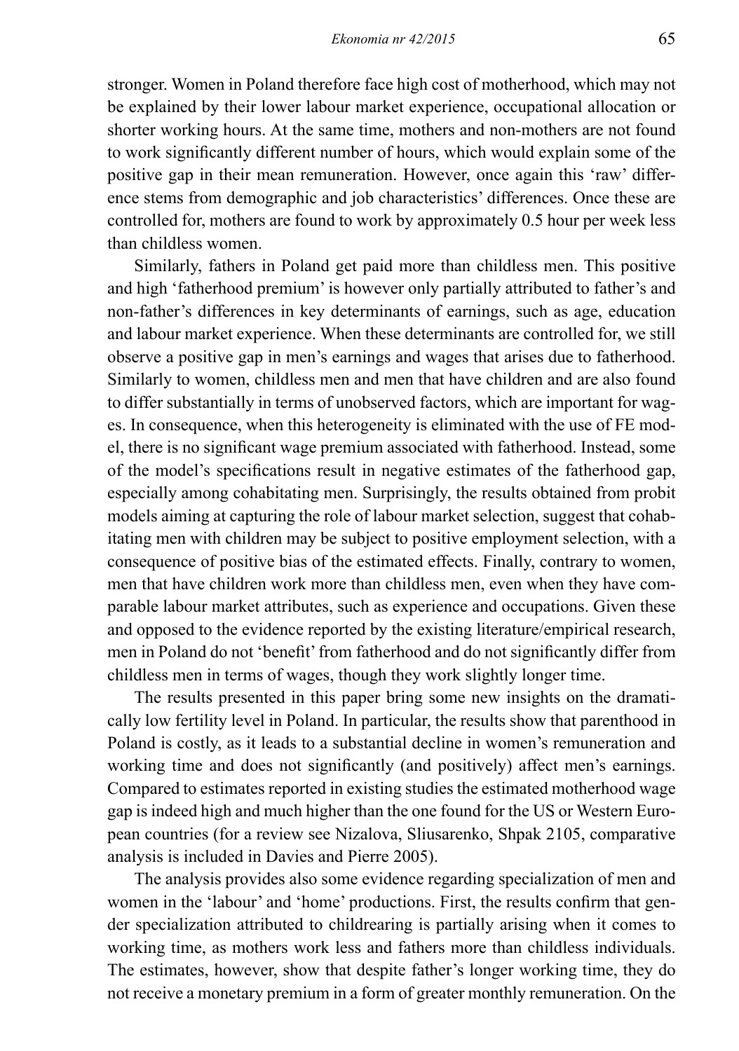stronger. Women in Poland therefore face high cost of motherhood, which may not be explained by their lower labour market experience, occupational allocation or shorter working hours. At the same time, mothers and non-mothers are not found to work significantly different number of hours, which would explain some of the positive gap in their mean remuneration. However, once again this 'raw' difference stems from demographic and job characteristics' differences. Once these are controlled for, mothers are found to work by approximately 0.5 hour per week less than childless women.

Similarly, fathers in Poland get paid more than childless men. This positive and high 'fatherhood premium' is however only partially attributed to father's and non-father's differences in key determinants of earnings, such as age, education and labour market experience. When these determinants are controlled for, we still observe a positive gap in men's earnings and wages that arises due to fatherhood. Similarly to women, childless men and men that have children and are also found to differ substantially in terms of unobserved factors, which are important for wages. In consequence, when this heterogeneity is eliminated with the use of FE model, there is no significant wage premium associated with fatherhood. Instead, some of the model's specifications result in negative estimates of the fatherhood gap, especially among cohabitating men. Surprisingly, the results obtained from probit models aiming at capturing the role of labour market selection, suggest that cohabitating men with children may be subject to positive employment selection, with a consequence of positive bias of the estimated effects. Finally, contrary to women, men that have children work more than childless men, even when they have comparable labour market attributes, such as experience and occupations. Given these and opposed to the evidence reported by the existing literature/empirical research, men in Poland do not 'benefit' from fatherhood and do not significantly differ from childless men in terms of wages, though they work slightly longer time.

The results presented in this paper bring some new insights on the dramatically low fertility level in Poland. In particular, the results show that parenthood in Poland is costly, as it leads to a substantial decline in women's remuneration and working time and does not significantly (and positively) affect men's earnings. Compared to estimates reported in existing studies the estimated motherhood wage gap is indeed high and much higher than the one found for the US or Western European countries (for a review see Nizalova, Sliusarenko, Shpak 2105, comparative analysis is included in Davies and Pierre 2005).

The analysis provides also some evidence regarding specialization of men and women in the 'labour' and 'home' productions. First, the results confirm that gender specialization attributed to childrearing is partially arising when it comes to working time, as mothers work less and fathers more than childless individuals. The estimates, however, show that despite father's longer working time, they do not receive a monetary premium in a form of greater monthly remuneration. On the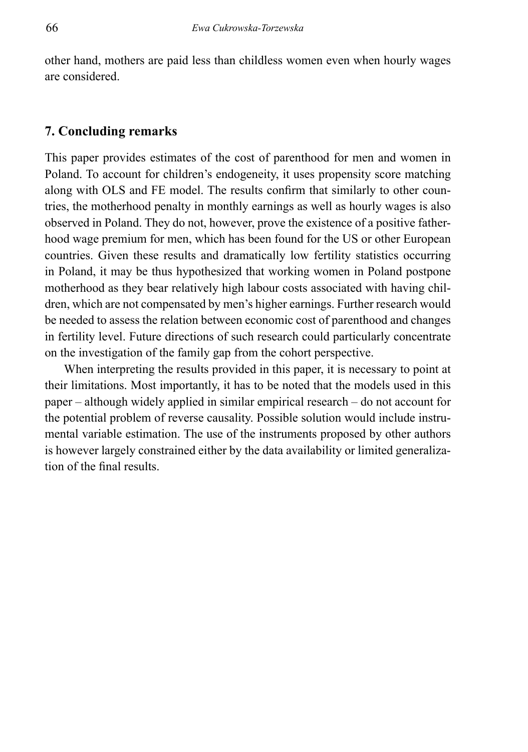other hand, mothers are paid less than childless women even when hourly wages are considered.

## 7. Concluding remarks

This paper provides estimates of the cost of parenthood for men and women in Poland. To account for children's endogeneity, it uses propensity score matching along with OLS and FE model. The results confirm that similarly to other countries, the motherhood penalty in monthly earnings as well as hourly wages is also observed in Poland. They do not, however, prove the existence of a positive fatherhood wage premium for men, which has been found for the US or other European countries. Given these results and dramatically low fertility statistics occurring in Poland, it may be thus hypothesized that working women in Poland postpone motherhood as they bear relatively high labour costs associated with having children, which are not compensated by men's higher earnings. Further research would be needed to assess the relation between economic cost of parenthood and changes in fertility level. Future directions of such research could particularly concentrate on the investigation of the family gap from the cohort perspective.

When interpreting the results provided in this paper, it is necessary to point at their limitations. Most importantly, it has to be noted that the models used in this paper – although widely applied in similar empirical research – do not account for the potential problem of reverse causality. Possible solution would include instrumental variable estimation. The use of the instruments proposed by other authors is however largely constrained either by the data availability or limited generalization of the final results.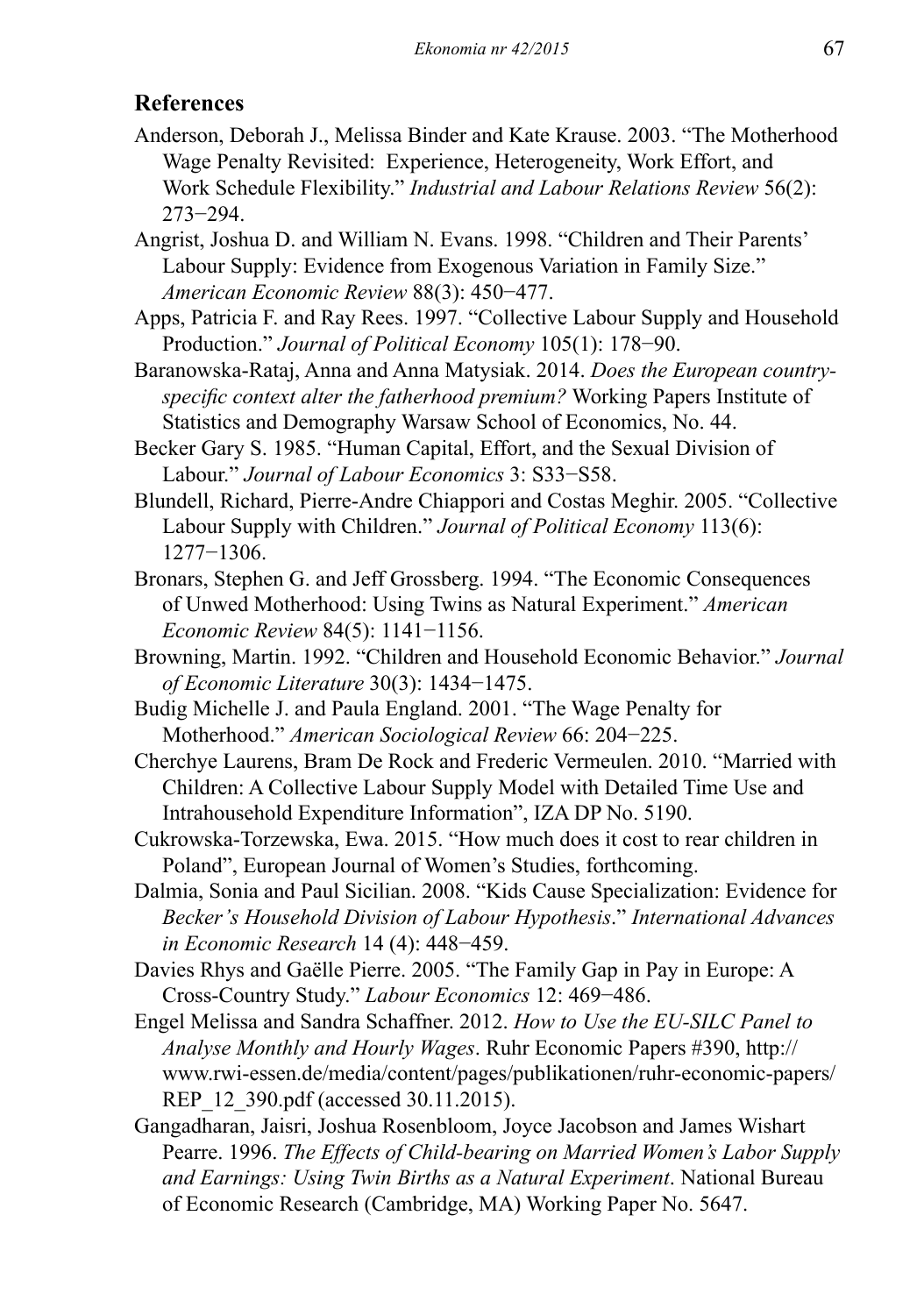## References

Anderson, Deborah J., Melissa Binder and Kate Krause. 2003. "The Motherhood Wage Penalty Revisited: Experience, Heterogeneity, Work Effort, and Work Schedule Flexibility." *Industrial and Labour Relations Review* 56(2): 273−294.

Angrist, Joshua D. and William N. Evans. 1998. "Children and Their Parents' Labour Supply: Evidence from Exogenous Variation in Family Size." *American Economic Review* 88(3): 450−477.

Apps, Patricia F. and Ray Rees. 1997. "Collective Labour Supply and Household Production." *Journal of Political Economy* 105(1): 178−90.

Baranowska-Rataj, Anna and Anna Matysiak. 2014. *Does the European country-specific context alter the fatherhood premium?* Working Papers Institute of Statistics and Demography Warsaw School of Economics, No. 44.

Becker Gary S. 1985. "Human Capital, Effort, and the Sexual Division of Labour." *Journal of Labour Economics* 3: S33−S58.

Blundell, Richard, Pierre-Andre Chiappori and Costas Meghir. 2005. "Collective Labour Supply with Children." *Journal of Political Economy* 113(6): 1277−1306.

Bronars, Stephen G. and Jeff Grossberg. 1994. "The Economic Consequences of Unwed Motherhood: Using Twins as Natural Experiment." *American Economic Review* 84(5): 1141−1156.

Browning, Martin. 1992. "Children and Household Economic Behavior." *Journal of Economic Literature* 30(3): 1434−1475.

Budig Michelle J. and Paula England. 2001. "The Wage Penalty for Motherhood." *American Sociological Review* 66: 204−225.

Cherchye Laurens, Bram De Rock and Frederic Vermeulen. 2010. "Married with Children: A Collective Labour Supply Model with Detailed Time Use and Intrahousehold Expenditure Information", IZA DP No. 5190.

Cukrowska-Torzewska, Ewa. 2015. "How much does it cost to rear children in Poland", European Journal of Women's Studies, forthcoming.

Dalmia, Sonia and Paul Sicilian. 2008. "Kids Cause Specialization: Evidence for *Becker's Household Division of Labour Hypothesis*." *International Advances in Economic Research* 14 (4): 448−459.

Davies Rhys and Gaëlle Pierre. 2005. "The Family Gap in Pay in Europe: A Cross-Country Study." *Labour Economics* 12: 469−486.

Engel Melissa and Sandra Schaffner. 2012. *How to Use the EU-SILC Panel to Analyse Monthly and Hourly Wages*. Ruhr Economic Papers #390, http://www.rwi-essen.de/media/content/pages/publikationen/ruhr-economic-papers/REP_12_390.pdf (accessed 30.11.2015).

Gangadharan, Jaisri, Joshua Rosenbloom, Joyce Jacobson and James Wishart Pearre. 1996. *The Effects of Child-bearing on Married Women's Labor Supply and Earnings: Using Twin Births as a Natural Experiment*. National Bureau of Economic Research (Cambridge, MA) Working Paper No. 5647.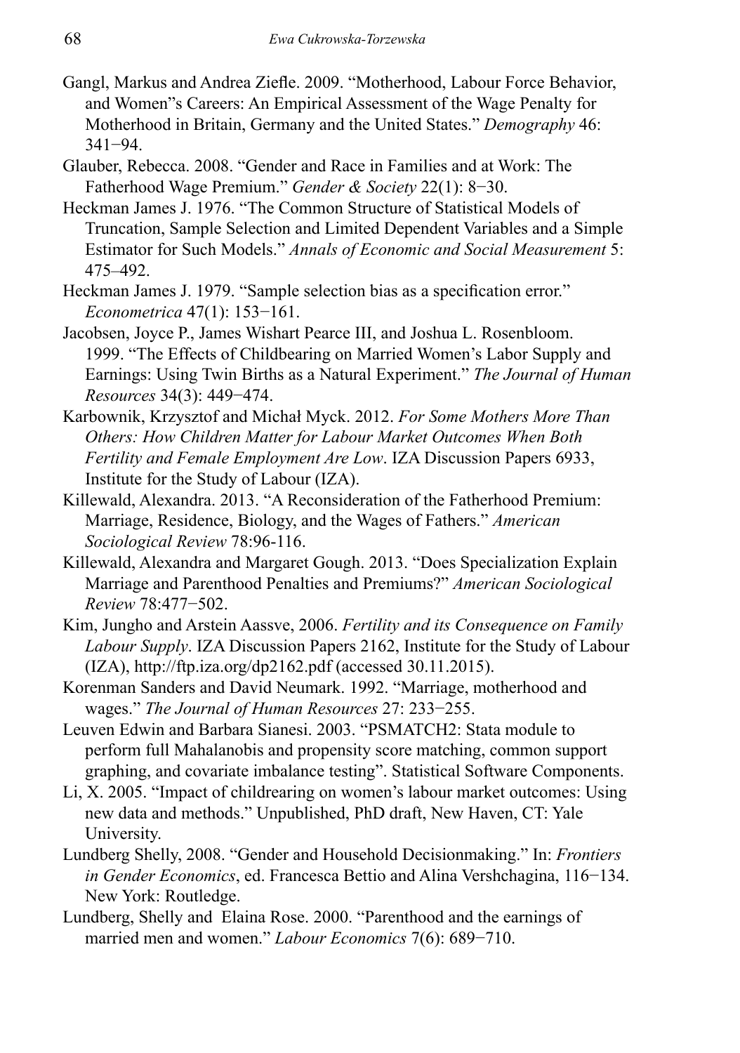Gangl, Markus and Andrea Ziefle. 2009. "Motherhood, Labour Force Behavior, and Women"s Careers: An Empirical Assessment of the Wage Penalty for Motherhood in Britain, Germany and the United States." *Demography* 46: 341−94.

Glauber, Rebecca. 2008. "Gender and Race in Families and at Work: The Fatherhood Wage Premium." *Gender & Society* 22(1): 8−30.

Heckman James J. 1976. "The Common Structure of Statistical Models of Truncation, Sample Selection and Limited Dependent Variables and a Simple Estimator for Such Models." *Annals of Economic and Social Measurement* 5: 475–492.

Heckman James J. 1979. "Sample selection bias as a specification error." *Econometrica* 47(1): 153−161.

Jacobsen, Joyce P., James Wishart Pearce III, and Joshua L. Rosenbloom. 1999. "The Effects of Childbearing on Married Women's Labor Supply and Earnings: Using Twin Births as a Natural Experiment." *The Journal of Human Resources* 34(3): 449−474.

Karbownik, Krzysztof and Michał Myck. 2012. *For Some Mothers More Than Others: How Children Matter for Labour Market Outcomes When Both Fertility and Female Employment Are Low*. IZA Discussion Papers 6933, Institute for the Study of Labour (IZA).

Killewald, Alexandra. 2013. "A Reconsideration of the Fatherhood Premium: Marriage, Residence, Biology, and the Wages of Fathers." *American Sociological Review* 78:96-116.

Killewald, Alexandra and Margaret Gough. 2013. "Does Specialization Explain Marriage and Parenthood Penalties and Premiums?" *American Sociological Review* 78:477−502.

Kim, Jungho and Arstein Aassve, 2006. *Fertility and its Consequence on Family Labour Supply*. IZA Discussion Papers 2162, Institute for the Study of Labour (IZA), http://ftp.iza.org/dp2162.pdf (accessed 30.11.2015).

Korenman Sanders and David Neumark. 1992. "Marriage, motherhood and wages." *The Journal of Human Resources* 27: 233−255.

Leuven Edwin and Barbara Sianesi. 2003. "PSMATCH2: Stata module to perform full Mahalanobis and propensity score matching, common support graphing, and covariate imbalance testing". Statistical Software Components.

Li, X. 2005. "Impact of childrearing on women's labour market outcomes: Using new data and methods." Unpublished, PhD draft, New Haven, CT: Yale University.

Lundberg Shelly, 2008. "Gender and Household Decisionmaking." In: *Frontiers in Gender Economics*, ed. Francesca Bettio and Alina Vershchagina, 116−134. New York: Routledge.

Lundberg, Shelly and Elaina Rose. 2000. "Parenthood and the earnings of married men and women." *Labour Economics* 7(6): 689−710.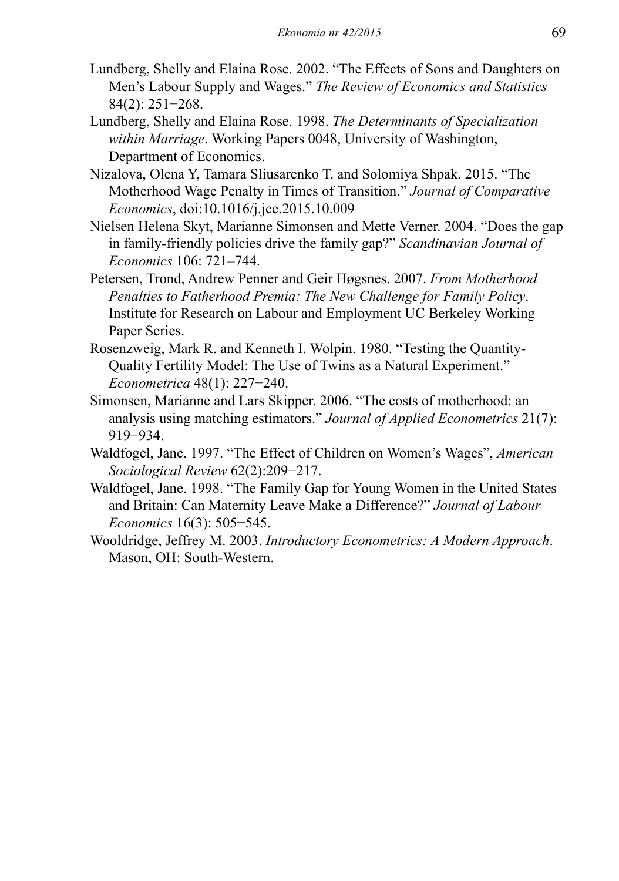Lundberg, Shelly and Elaina Rose. 2002. "The Effects of Sons and Daughters on Men's Labour Supply and Wages." *The Review of Economics and Statistics* 84(2): 251−268.

Lundberg, Shelly and Elaina Rose. 1998. *The Determinants of Specialization within Marriage*. Working Papers 0048, University of Washington, Department of Economics.

Nizalova, Olena Y, Tamara Sliusarenko T. and Solomiya Shpak. 2015. "The Motherhood Wage Penalty in Times of Transition." *Journal of Comparative Economics*, doi:10.1016/j.jce.2015.10.009

Nielsen Helena Skyt, Marianne Simonsen and Mette Verner. 2004. "Does the gap in family-friendly policies drive the family gap?" *Scandinavian Journal of Economics* 106: 721–744.

Petersen, Trond, Andrew Penner and Geir Høgsnes. 2007. *From Motherhood Penalties to Fatherhood Premia: The New Challenge for Family Policy*. Institute for Research on Labour and Employment UC Berkeley Working Paper Series.

Rosenzweig, Mark R. and Kenneth I. Wolpin. 1980. "Testing the Quantity-Quality Fertility Model: The Use of Twins as a Natural Experiment." *Econometrica* 48(1): 227−240.

Simonsen, Marianne and Lars Skipper. 2006. "The costs of motherhood: an analysis using matching estimators." *Journal of Applied Econometrics* 21(7): 919−934.

Waldfogel, Jane. 1997. "The Effect of Children on Women's Wages", *American Sociological Review* 62(2):209−217.

Waldfogel, Jane. 1998. "The Family Gap for Young Women in the United States and Britain: Can Maternity Leave Make a Difference?" *Journal of Labour Economics* 16(3): 505−545.

Wooldridge, Jeffrey M. 2003. *Introductory Econometrics: A Modern Approach*. Mason, OH: South-Western.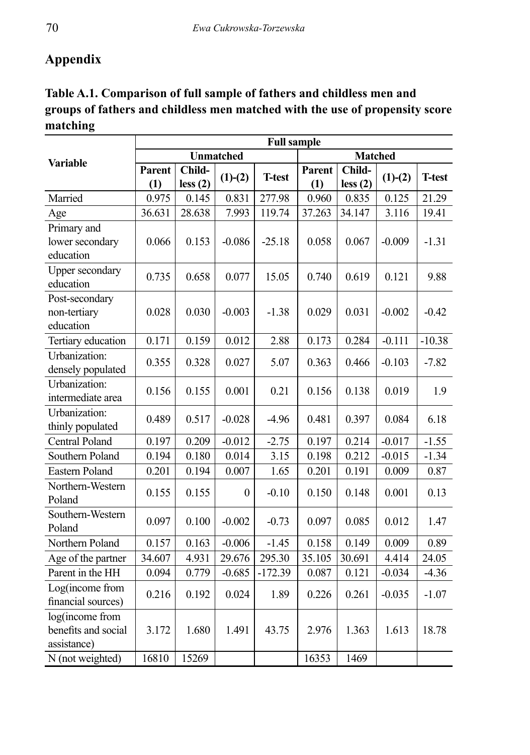## Appendix

**Table A.1. Comparison of full sample of fathers and childless men and groups of fathers and childless men matched with the use of propensity score matching**

| Variable | Full sample | | | | | | | |
|---|---|---|---|---|---|---|---|---|
| | Unmatched | | | | Matched | | | |
| | Parent (1) | Child-less (2) | (1)-(2) | T-test | Parent (1) | Child-less (2) | (1)-(2) | T-test |
| Married | 0.975 | 0.145 | 0.831 | 277.98 | 0.960 | 0.835 | 0.125 | 21.29 |
| Age | 36.631 | 28.638 | 7.993 | 119.74 | 37.263 | 34.147 | 3.116 | 19.41 |
| Primary and lower secondary education | 0.066 | 0.153 | -0.086 | -25.18 | 0.058 | 0.067 | -0.009 | -1.31 |
| Upper secondary education | 0.735 | 0.658 | 0.077 | 15.05 | 0.740 | 0.619 | 0.121 | 9.88 |
| Post-secondary non-tertiary education | 0.028 | 0.030 | -0.003 | -1.38 | 0.029 | 0.031 | -0.002 | -0.42 |
| Tertiary education | 0.171 | 0.159 | 0.012 | 2.88 | 0.173 | 0.284 | -0.111 | -10.38 |
| Urbanization: densely populated | 0.355 | 0.328 | 0.027 | 5.07 | 0.363 | 0.466 | -0.103 | -7.82 |
| Urbanization: intermediate area | 0.156 | 0.155 | 0.001 | 0.21 | 0.156 | 0.138 | 0.019 | 1.9 |
| Urbanization: thinly populated | 0.489 | 0.517 | -0.028 | -4.96 | 0.481 | 0.397 | 0.084 | 6.18 |
| Central Poland | 0.197 | 0.209 | -0.012 | -2.75 | 0.197 | 0.214 | -0.017 | -1.55 |
| Southern Poland | 0.194 | 0.180 | 0.014 | 3.15 | 0.198 | 0.212 | -0.015 | -1.34 |
| Eastern Poland | 0.201 | 0.194 | 0.007 | 1.65 | 0.201 | 0.191 | 0.009 | 0.87 |
| Northern-Western Poland | 0.155 | 0.155 | 0 | -0.10 | 0.150 | 0.148 | 0.001 | 0.13 |
| Southern-Western Poland | 0.097 | 0.100 | -0.002 | -0.73 | 0.097 | 0.085 | 0.012 | 1.47 |
| Northern Poland | 0.157 | 0.163 | -0.006 | -1.45 | 0.158 | 0.149 | 0.009 | 0.89 |
| Age of the partner | 34.607 | 4.931 | 29.676 | 295.30 | 35.105 | 30.691 | 4.414 | 24.05 |
| Parent in the HH | 0.094 | 0.779 | -0.685 | -172.39 | 0.087 | 0.121 | -0.034 | -4.36 |
| Log(income from financial sources) | 0.216 | 0.192 | 0.024 | 1.89 | 0.226 | 0.261 | -0.035 | -1.07 |
| log(income from benefits and social assistance) | 3.172 | 1.680 | 1.491 | 43.75 | 2.976 | 1.363 | 1.613 | 18.78 |
| N (not weighted) | 16810 | 15269 | | | 16353 | 1469 | | |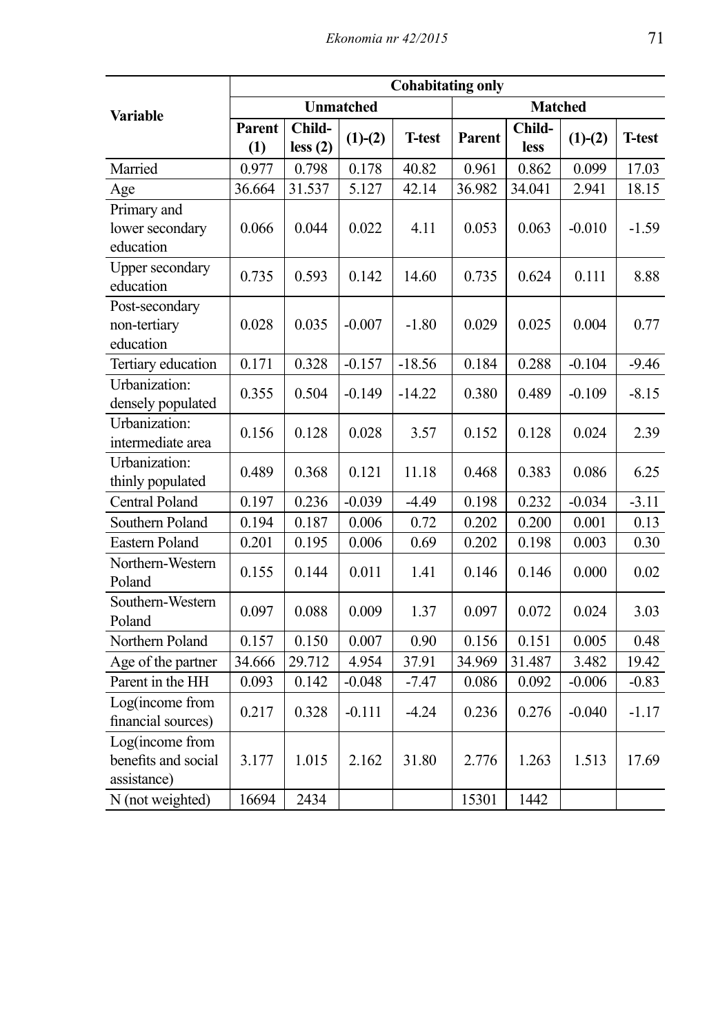| Variable | Cohabitating only | | | | | | | |
|---|---|---|---|---|---|---|---|---|
| | Unmatched | | | | Matched | | | |
| | Parent (1) | Child-less (2) | (1)-(2) | T-test | Parent | Child-less | (1)-(2) | T-test |
| Married | 0.977 | 0.798 | 0.178 | 40.82 | 0.961 | 0.862 | 0.099 | 17.03 |
| Age | 36.664 | 31.537 | 5.127 | 42.14 | 36.982 | 34.041 | 2.941 | 18.15 |
| Primary and lower secondary education | 0.066 | 0.044 | 0.022 | 4.11 | 0.053 | 0.063 | -0.010 | -1.59 |
| Upper secondary education | 0.735 | 0.593 | 0.142 | 14.60 | 0.735 | 0.624 | 0.111 | 8.88 |
| Post-secondary non-tertiary education | 0.028 | 0.035 | -0.007 | -1.80 | 0.029 | 0.025 | 0.004 | 0.77 |
| Tertiary education | 0.171 | 0.328 | -0.157 | -18.56 | 0.184 | 0.288 | -0.104 | -9.46 |
| Urbanization: densely populated | 0.355 | 0.504 | -0.149 | -14.22 | 0.380 | 0.489 | -0.109 | -8.15 |
| Urbanization: intermediate area | 0.156 | 0.128 | 0.028 | 3.57 | 0.152 | 0.128 | 0.024 | 2.39 |
| Urbanization: thinly populated | 0.489 | 0.368 | 0.121 | 11.18 | 0.468 | 0.383 | 0.086 | 6.25 |
| Central Poland | 0.197 | 0.236 | -0.039 | -4.49 | 0.198 | 0.232 | -0.034 | -3.11 |
| Southern Poland | 0.194 | 0.187 | 0.006 | 0.72 | 0.202 | 0.200 | 0.001 | 0.13 |
| Eastern Poland | 0.201 | 0.195 | 0.006 | 0.69 | 0.202 | 0.198 | 0.003 | 0.30 |
| Northern-Western Poland | 0.155 | 0.144 | 0.011 | 1.41 | 0.146 | 0.146 | 0.000 | 0.02 |
| Southern-Western Poland | 0.097 | 0.088 | 0.009 | 1.37 | 0.097 | 0.072 | 0.024 | 3.03 |
| Northern Poland | 0.157 | 0.150 | 0.007 | 0.90 | 0.156 | 0.151 | 0.005 | 0.48 |
| Age of the partner | 34.666 | 29.712 | 4.954 | 37.91 | 34.969 | 31.487 | 3.482 | 19.42 |
| Parent in the HH | 0.093 | 0.142 | -0.048 | -7.47 | 0.086 | 0.092 | -0.006 | -0.83 |
| Log(income from financial sources) | 0.217 | 0.328 | -0.111 | -4.24 | 0.236 | 0.276 | -0.040 | -1.17 |
| Log(income from benefits and social assistance) | 3.177 | 1.015 | 2.162 | 31.80 | 2.776 | 1.263 | 1.513 | 17.69 |
| N (not weighted) | 16694 | 2434 | | | 15301 | 1442 | | |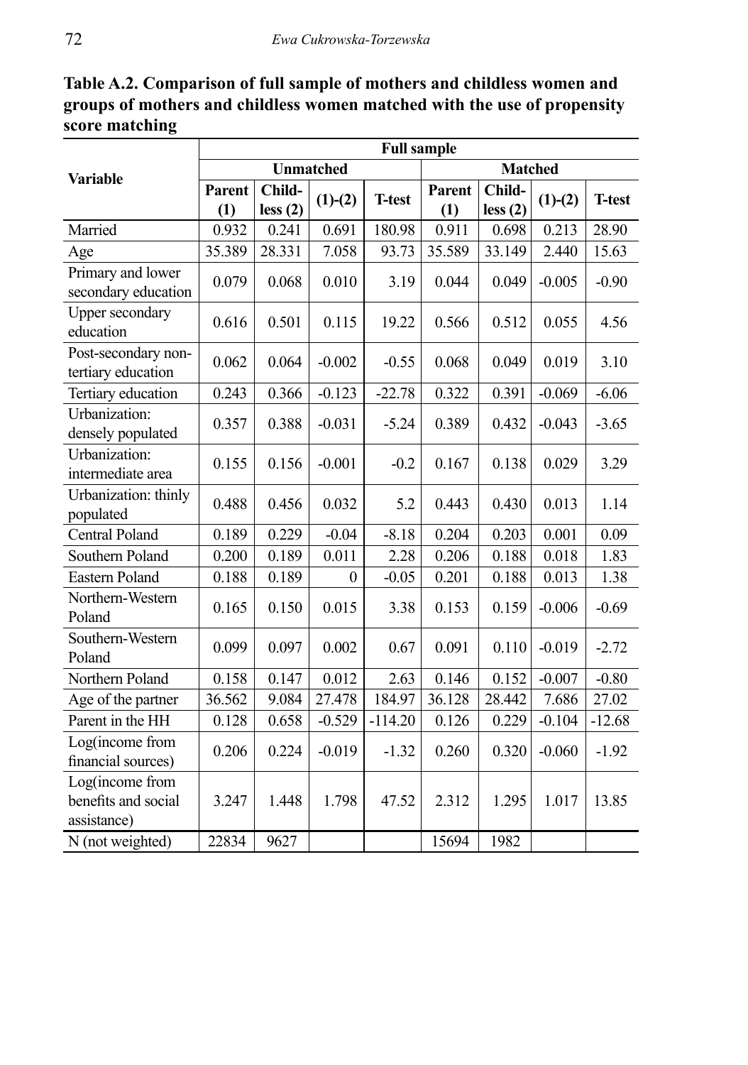**Table A.2. Comparison of full sample of mothers and childless women and groups of mothers and childless women matched with the use of propensity score matching**

| Variable | Full sample | | | | | | | |
|---|---|---|---|---|---|---|---|---|
| | Unmatched | | | | Matched | | | |
| | Parent (1) | Child-less (2) | (1)-(2) | T-test | Parent (1) | Child-less (2) | (1)-(2) | T-test |
| Married | 0.932 | 0.241 | 0.691 | 180.98 | 0.911 | 0.698 | 0.213 | 28.90 |
| Age | 35.389 | 28.331 | 7.058 | 93.73 | 35.589 | 33.149 | 2.440 | 15.63 |
| Primary and lower secondary education | 0.079 | 0.068 | 0.010 | 3.19 | 0.044 | 0.049 | -0.005 | -0.90 |
| Upper secondary education | 0.616 | 0.501 | 0.115 | 19.22 | 0.566 | 0.512 | 0.055 | 4.56 |
| Post-secondary non-tertiary education | 0.062 | 0.064 | -0.002 | -0.55 | 0.068 | 0.049 | 0.019 | 3.10 |
| Tertiary education | 0.243 | 0.366 | -0.123 | -22.78 | 0.322 | 0.391 | -0.069 | -6.06 |
| Urbanization: densely populated | 0.357 | 0.388 | -0.031 | -5.24 | 0.389 | 0.432 | -0.043 | -3.65 |
| Urbanization: intermediate area | 0.155 | 0.156 | -0.001 | -0.2 | 0.167 | 0.138 | 0.029 | 3.29 |
| Urbanization: thinly populated | 0.488 | 0.456 | 0.032 | 5.2 | 0.443 | 0.430 | 0.013 | 1.14 |
| Central Poland | 0.189 | 0.229 | -0.04 | -8.18 | 0.204 | 0.203 | 0.001 | 0.09 |
| Southern Poland | 0.200 | 0.189 | 0.011 | 2.28 | 0.206 | 0.188 | 0.018 | 1.83 |
| Eastern Poland | 0.188 | 0.189 | 0 | -0.05 | 0.201 | 0.188 | 0.013 | 1.38 |
| Northern-Western Poland | 0.165 | 0.150 | 0.015 | 3.38 | 0.153 | 0.159 | -0.006 | -0.69 |
| Southern-Western Poland | 0.099 | 0.097 | 0.002 | 0.67 | 0.091 | 0.110 | -0.019 | -2.72 |
| Northern Poland | 0.158 | 0.147 | 0.012 | 2.63 | 0.146 | 0.152 | -0.007 | -0.80 |
| Age of the partner | 36.562 | 9.084 | 27.478 | 184.97 | 36.128 | 28.442 | 7.686 | 27.02 |
| Parent in the HH | 0.128 | 0.658 | -0.529 | -114.20 | 0.126 | 0.229 | -0.104 | -12.68 |
| Log(income from financial sources) | 0.206 | 0.224 | -0.019 | -1.32 | 0.260 | 0.320 | -0.060 | -1.92 |
| Log(income from benefits and social assistance) | 3.247 | 1.448 | 1.798 | 47.52 | 2.312 | 1.295 | 1.017 | 13.85 |
| N (not weighted) | 22834 | 9627 | | | 15694 | 1982 | | |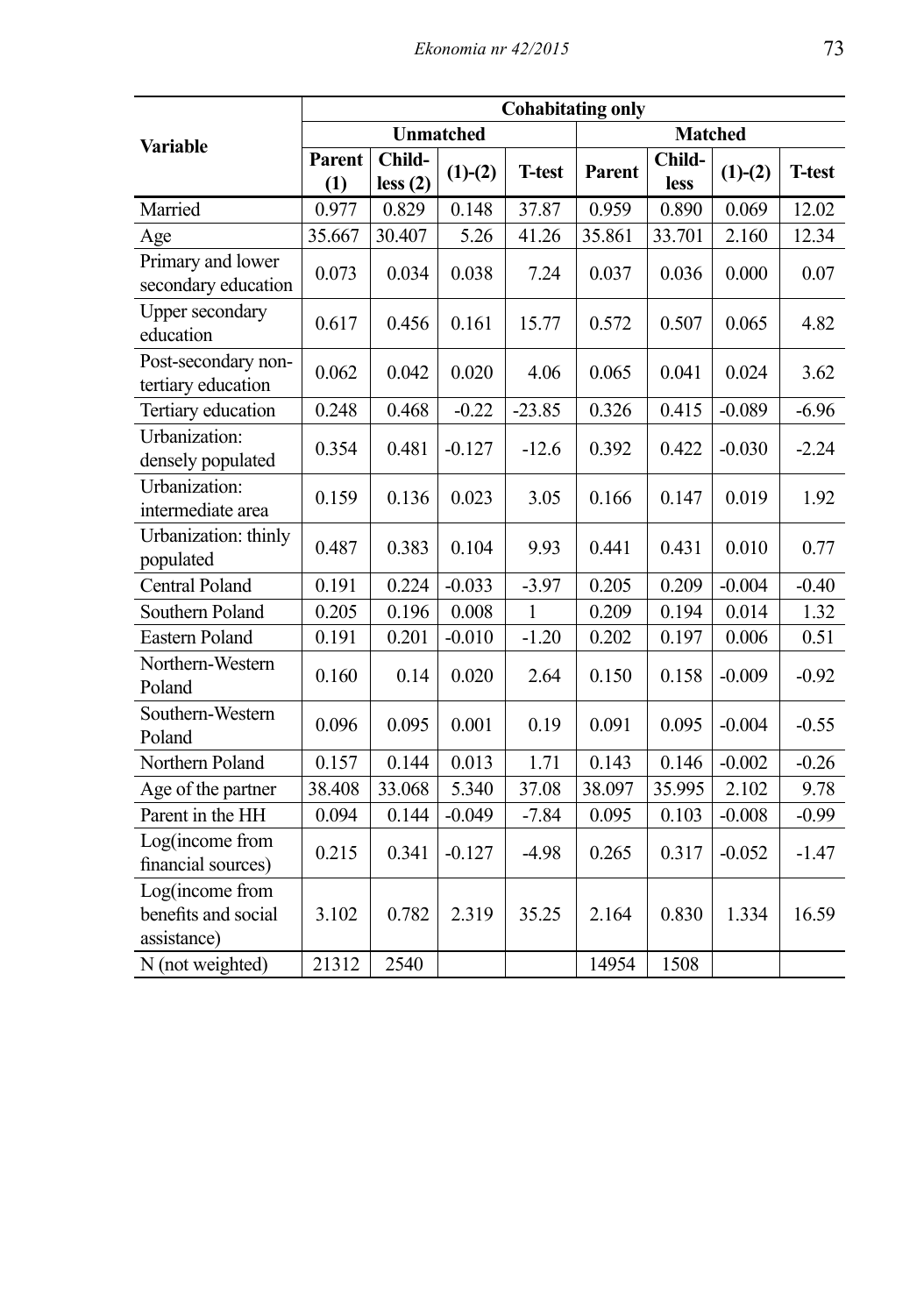| Variable | Cohabitating only | | | | | | | |
|---|---|---|---|---|---|---|---|---|
| | Unmatched | | | | Matched | | | |
| | Parent (1) | Child-less (2) | (1)-(2) | T-test | Parent | Child-less | (1)-(2) | T-test |
| Married | 0.977 | 0.829 | 0.148 | 37.87 | 0.959 | 0.890 | 0.069 | 12.02 |
| Age | 35.667 | 30.407 | 5.26 | 41.26 | 35.861 | 33.701 | 2.160 | 12.34 |
| Primary and lower secondary education | 0.073 | 0.034 | 0.038 | 7.24 | 0.037 | 0.036 | 0.000 | 0.07 |
| Upper secondary education | 0.617 | 0.456 | 0.161 | 15.77 | 0.572 | 0.507 | 0.065 | 4.82 |
| Post-secondary non-tertiary education | 0.062 | 0.042 | 0.020 | 4.06 | 0.065 | 0.041 | 0.024 | 3.62 |
| Tertiary education | 0.248 | 0.468 | -0.22 | -23.85 | 0.326 | 0.415 | -0.089 | -6.96 |
| Urbanization: densely populated | 0.354 | 0.481 | -0.127 | -12.6 | 0.392 | 0.422 | -0.030 | -2.24 |
| Urbanization: intermediate area | 0.159 | 0.136 | 0.023 | 3.05 | 0.166 | 0.147 | 0.019 | 1.92 |
| Urbanization: thinly populated | 0.487 | 0.383 | 0.104 | 9.93 | 0.441 | 0.431 | 0.010 | 0.77 |
| Central Poland | 0.191 | 0.224 | -0.033 | -3.97 | 0.205 | 0.209 | -0.004 | -0.40 |
| Southern Poland | 0.205 | 0.196 | 0.008 | 1 | 0.209 | 0.194 | 0.014 | 1.32 |
| Eastern Poland | 0.191 | 0.201 | -0.010 | -1.20 | 0.202 | 0.197 | 0.006 | 0.51 |
| Northern-Western Poland | 0.160 | 0.14 | 0.020 | 2.64 | 0.150 | 0.158 | -0.009 | -0.92 |
| Southern-Western Poland | 0.096 | 0.095 | 0.001 | 0.19 | 0.091 | 0.095 | -0.004 | -0.55 |
| Northern Poland | 0.157 | 0.144 | 0.013 | 1.71 | 0.143 | 0.146 | -0.002 | -0.26 |
| Age of the partner | 38.408 | 33.068 | 5.340 | 37.08 | 38.097 | 35.995 | 2.102 | 9.78 |
| Parent in the HH | 0.094 | 0.144 | -0.049 | -7.84 | 0.095 | 0.103 | -0.008 | -0.99 |
| Log(income from financial sources) | 0.215 | 0.341 | -0.127 | -4.98 | 0.265 | 0.317 | -0.052 | -1.47 |
| Log(income from benefits and social assistance) | 3.102 | 0.782 | 2.319 | 35.25 | 2.164 | 0.830 | 1.334 | 16.59 |
| N (not weighted) | 21312 | 2540 | | | 14954 | 1508 | | |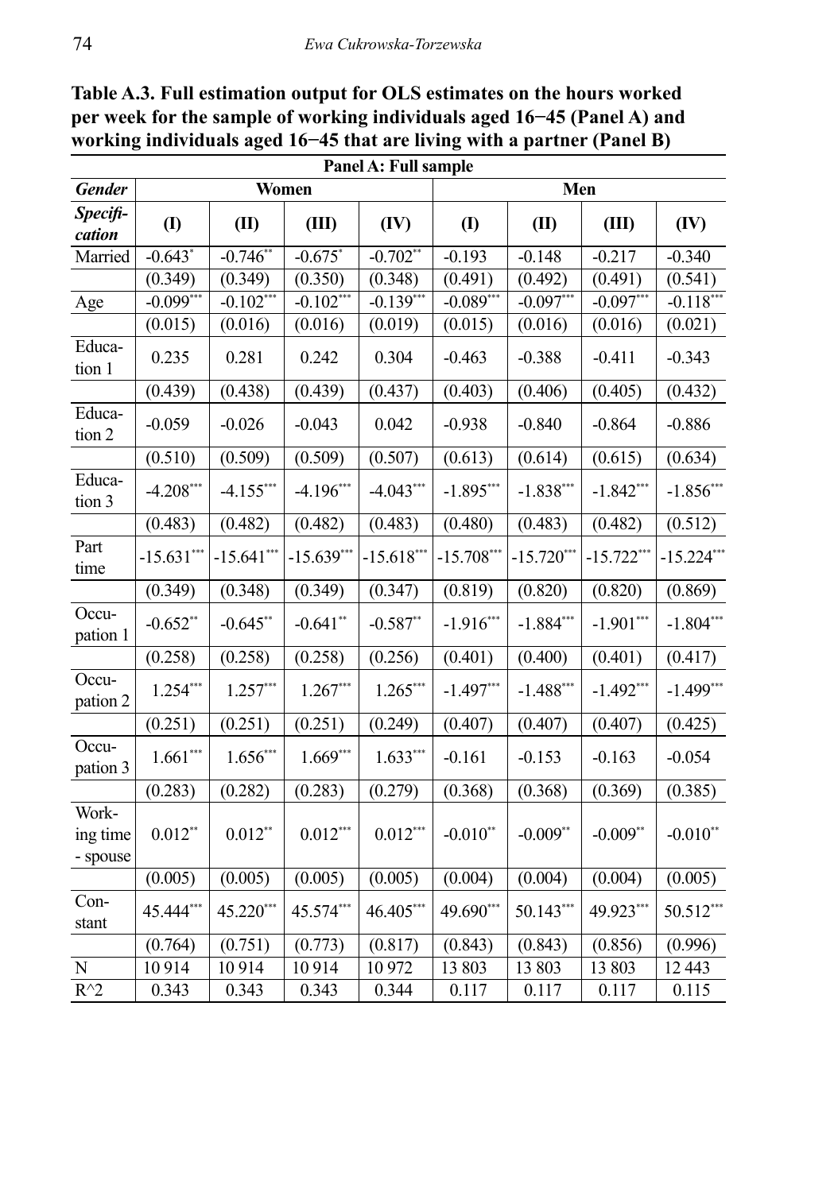**Table A.3. Full estimation output for OLS estimates on the hours worked per week for the sample of working individuals aged 16−45 (Panel A) and working individuals aged 16−45 that are living with a partner (Panel B)**

| Panel A: Full sample | | | | | | | | |
|---|---|---|---|---|---|---|---|---|
| ***Gender*** | **Women** | | | | **Men** | | | |
| ***Specification*** | **(I)** | **(II)** | **(III)** | **(IV)** | **(I)** | **(II)** | **(III)** | **(IV)** |
| Married | -0.643* | -0.746** | -0.675* | -0.702** | -0.193 | -0.148 | -0.217 | -0.340 |
| | (0.349) | (0.349) | (0.350) | (0.348) | (0.491) | (0.492) | (0.491) | (0.541) |
| Age | -0.099*** | -0.102*** | -0.102*** | -0.139*** | -0.089*** | -0.097*** | -0.097*** | -0.118*** |
| | (0.015) | (0.016) | (0.016) | (0.019) | (0.015) | (0.016) | (0.016) | (0.021) |
| Education 1 | 0.235 | 0.281 | 0.242 | 0.304 | -0.463 | -0.388 | -0.411 | -0.343 |
| | (0.439) | (0.438) | (0.439) | (0.437) | (0.403) | (0.406) | (0.405) | (0.432) |
| Education 2 | -0.059 | -0.026 | -0.043 | 0.042 | -0.938 | -0.840 | -0.864 | -0.886 |
| | (0.510) | (0.509) | (0.509) | (0.507) | (0.613) | (0.614) | (0.615) | (0.634) |
| Education 3 | -4.208*** | -4.155*** | -4.196*** | -4.043*** | -1.895*** | -1.838*** | -1.842*** | -1.856*** |
| | (0.483) | (0.482) | (0.482) | (0.483) | (0.480) | (0.483) | (0.482) | (0.512) |
| Part time | -15.631*** | -15.641*** | -15.639*** | -15.618*** | -15.708*** | -15.720*** | -15.722*** | -15.224*** |
| | (0.349) | (0.348) | (0.349) | (0.347) | (0.819) | (0.820) | (0.820) | (0.869) |
| Occupation 1 | -0.652** | -0.645** | -0.641** | -0.587** | -1.916*** | -1.884*** | -1.901*** | -1.804*** |
| | (0.258) | (0.258) | (0.258) | (0.256) | (0.401) | (0.400) | (0.401) | (0.417) |
| Occupation 2 | 1.254*** | 1.257*** | 1.267*** | 1.265*** | -1.497*** | -1.488*** | -1.492*** | -1.499*** |
| | (0.251) | (0.251) | (0.251) | (0.249) | (0.407) | (0.407) | (0.407) | (0.425) |
| Occupation 3 | 1.661*** | 1.656*** | 1.669*** | 1.633*** | -0.161 | -0.153 | -0.163 | -0.054 |
| | (0.283) | (0.282) | (0.283) | (0.279) | (0.368) | (0.368) | (0.369) | (0.385) |
| Working time - spouse | 0.012** | 0.012** | 0.012*** | 0.012*** | -0.010** | -0.009** | -0.009** | -0.010** |
| | (0.005) | (0.005) | (0.005) | (0.005) | (0.004) | (0.004) | (0.004) | (0.005) |
| Constant | 45.444*** | 45.220*** | 45.574*** | 46.405*** | 49.690*** | 50.143*** | 49.923*** | 50.512*** |
| | (0.764) | (0.751) | (0.773) | (0.817) | (0.843) | (0.843) | (0.856) | (0.996) |
| N | 10 914 | 10 914 | 10 914 | 10 972 | 13 803 | 13 803 | 13 803 | 12 443 |
| R^2 | 0.343 | 0.343 | 0.343 | 0.344 | 0.117 | 0.117 | 0.117 | 0.115 |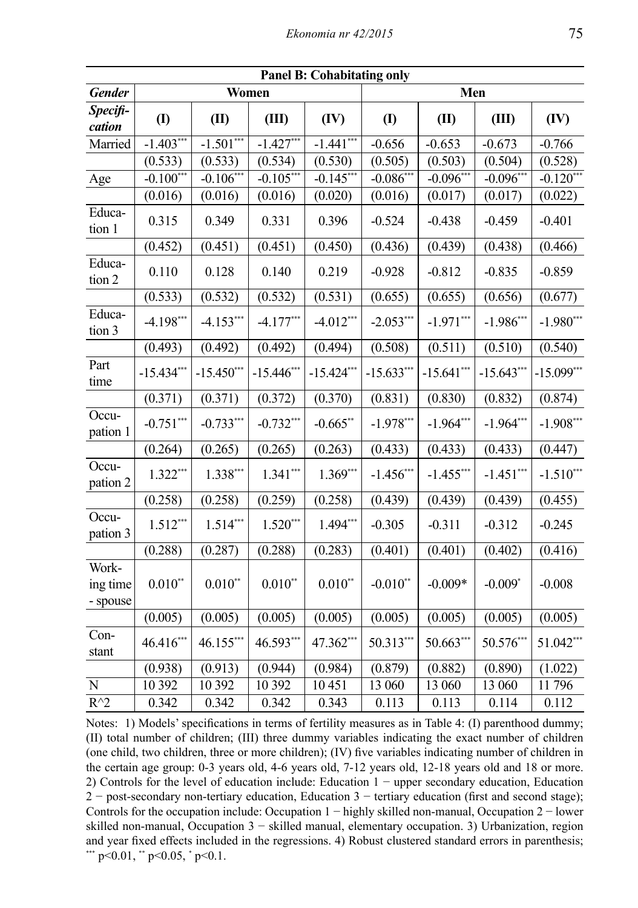| Panel B: Cohabitating only | | | | | | | | |
|---|---|---|---|---|---|---|---|---|
| ***Gender*** | **Women** | | | | **Men** | | | |
| ***Specification*** | **(I)** | **(II)** | **(III)** | **(IV)** | **(I)** | **(II)** | **(III)** | **(IV)** |
| Married | -1.403*** | -1.501*** | -1.427*** | -1.441*** | -0.656 | -0.653 | -0.673 | -0.766 |
| | (0.533) | (0.533) | (0.534) | (0.530) | (0.505) | (0.503) | (0.504) | (0.528) |
| Age | -0.100*** | -0.106*** | -0.105*** | -0.145*** | -0.086*** | -0.096*** | -0.096*** | -0.120*** |
| | (0.016) | (0.016) | (0.016) | (0.020) | (0.016) | (0.017) | (0.017) | (0.022) |
| Education 1 | 0.315 | 0.349 | 0.331 | 0.396 | -0.524 | -0.438 | -0.459 | -0.401 |
| | (0.452) | (0.451) | (0.451) | (0.450) | (0.436) | (0.439) | (0.438) | (0.466) |
| Education 2 | 0.110 | 0.128 | 0.140 | 0.219 | -0.928 | -0.812 | -0.835 | -0.859 |
| | (0.533) | (0.532) | (0.532) | (0.531) | (0.655) | (0.655) | (0.656) | (0.677) |
| Education 3 | -4.198*** | -4.153*** | -4.177*** | -4.012*** | -2.053*** | -1.971*** | -1.986*** | -1.980*** |
| | (0.493) | (0.492) | (0.492) | (0.494) | (0.508) | (0.511) | (0.510) | (0.540) |
| Part time | -15.434*** | -15.450*** | -15.446*** | -15.424*** | -15.633*** | -15.641*** | -15.643*** | -15.099*** |
| | (0.371) | (0.371) | (0.372) | (0.370) | (0.831) | (0.830) | (0.832) | (0.874) |
| Occupation 1 | -0.751*** | -0.733*** | -0.732*** | -0.665** | -1.978*** | -1.964*** | -1.964*** | -1.908*** |
| | (0.264) | (0.265) | (0.265) | (0.263) | (0.433) | (0.433) | (0.433) | (0.447) |
| Occupation 2 | 1.322*** | 1.338*** | 1.341*** | 1.369*** | -1.456*** | -1.455*** | -1.451*** | -1.510*** |
| | (0.258) | (0.258) | (0.259) | (0.258) | (0.439) | (0.439) | (0.439) | (0.455) |
| Occupation 3 | 1.512*** | 1.514*** | 1.520*** | 1.494*** | -0.305 | -0.311 | -0.312 | -0.245 |
| | (0.288) | (0.287) | (0.288) | (0.283) | (0.401) | (0.401) | (0.402) | (0.416) |
| Working time - spouse | 0.010** | 0.010** | 0.010** | 0.010** | -0.010** | -0.009* | -0.009* | -0.008 |
| | (0.005) | (0.005) | (0.005) | (0.005) | (0.005) | (0.005) | (0.005) | (0.005) |
| Constant | 46.416*** | 46.155*** | 46.593*** | 47.362*** | 50.313*** | 50.663*** | 50.576*** | 51.042*** |
| | (0.938) | (0.913) | (0.944) | (0.984) | (0.879) | (0.882) | (0.890) | (1.022) |
| N | 10 392 | 10 392 | 10 392 | 10 451 | 13 060 | 13 060 | 13 060 | 11 796 |
| R^2 | 0.342 | 0.342 | 0.342 | 0.343 | 0.113 | 0.113 | 0.114 | 0.112 |

Notes: 1) Models' specifications in terms of fertility measures as in Table 4: (I) parenthood dummy; (II) total number of children; (III) three dummy variables indicating the exact number of children (one child, two children, three or more children); (IV) five variables indicating number of children in the certain age group: 0-3 years old, 4-6 years old, 7-12 years old, 12-18 years old and 18 or more. 2) Controls for the level of education include: Education 1 − upper secondary education, Education 2 − post-secondary non-tertiary education, Education 3 − tertiary education (first and second stage); Controls for the occupation include: Occupation 1 − highly skilled non-manual, Occupation 2 − lower skilled non-manual, Occupation 3 − skilled manual, elementary occupation. 3) Urbanization, region and year fixed effects included in the regressions. 4) Robust clustered standard errors in parenthesis; *** $p<0.01$, ** $p<0.05$, * $p<0.1$.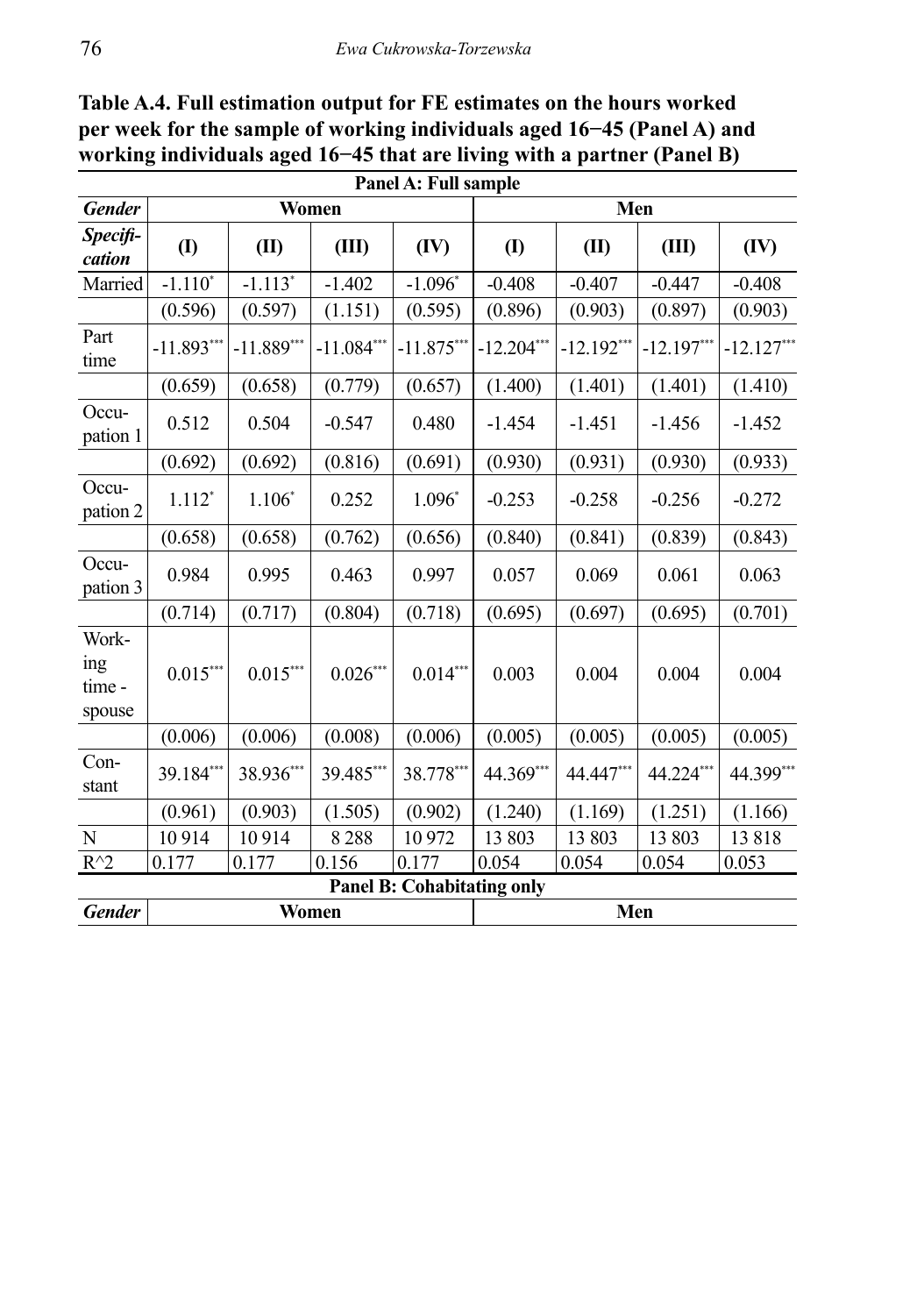**Table A.4. Full estimation output for FE estimates on the hours worked per week for the sample of working individuals aged 16−45 (Panel A) and working individuals aged 16−45 that are living with a partner (Panel B)**

| Panel A: Full sample | | | | | | | | |
|---|---|---|---|---|---|---|---|---|
| ***Gender*** | **Women** | | | | **Men** | | | |
| ***Specification*** | **(I)** | **(II)** | **(III)** | **(IV)** | **(I)** | **(II)** | **(III)** | **(IV)** |
| Married | -1.110* | -1.113* | -1.402 | -1.096* | -0.408 | -0.407 | -0.447 | -0.408 |
| | (0.596) | (0.597) | (1.151) | (0.595) | (0.896) | (0.903) | (0.897) | (0.903) |
| Part time | -11.893*** | -11.889*** | -11.084*** | -11.875*** | -12.204*** | -12.192*** | -12.197*** | -12.127*** |
| | (0.659) | (0.658) | (0.779) | (0.657) | (1.400) | (1.401) | (1.401) | (1.410) |
| Occupation 1 | 0.512 | 0.504 | -0.547 | 0.480 | -1.454 | -1.451 | -1.456 | -1.452 |
| | (0.692) | (0.692) | (0.816) | (0.691) | (0.930) | (0.931) | (0.930) | (0.933) |
| Occupation 2 | 1.112* | 1.106* | 0.252 | 1.096* | -0.253 | -0.258 | -0.256 | -0.272 |
| | (0.658) | (0.658) | (0.762) | (0.656) | (0.840) | (0.841) | (0.839) | (0.843) |
| Occupation 3 | 0.984 | 0.995 | 0.463 | 0.997 | 0.057 | 0.069 | 0.061 | 0.063 |
| | (0.714) | (0.717) | (0.804) | (0.718) | (0.695) | (0.697) | (0.695) | (0.701) |
| Working time - spouse | 0.015*** | 0.015*** | 0.026*** | 0.014*** | 0.003 | 0.004 | 0.004 | 0.004 |
| | (0.006) | (0.006) | (0.008) | (0.006) | (0.005) | (0.005) | (0.005) | (0.005) |
| Constant | 39.184*** | 38.936*** | 39.485*** | 38.778*** | 44.369*** | 44.447*** | 44.224*** | 44.399*** |
| | (0.961) | (0.903) | (1.505) | (0.902) | (1.240) | (1.169) | (1.251) | (1.166) |
| N | 10 914 | 10 914 | 8 288 | 10 972 | 13 803 | 13 803 | 13 803 | 13 818 |
| $R^2$ | 0.177 | 0.177 | 0.156 | 0.177 | 0.054 | 0.054 | 0.054 | 0.053 |
| **Panel B: Cohabitating only** | | | | | | | | |
| ***Gender*** | **Women** | | | | **Men** | | | |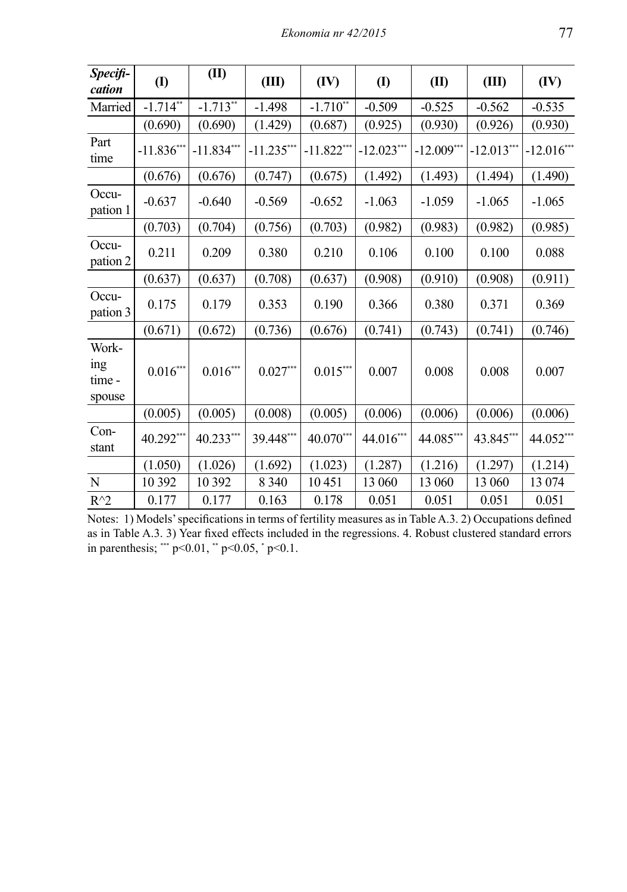| ***Specification*** | **(I)** | **(II)** | **(III)** | **(IV)** | **(I)** | **(II)** | **(III)** | **(IV)** |
|---|---|---|---|---|---|---|---|---|
| Married | -1.714** | -1.713** | -1.498 | -1.710** | -0.509 | -0.525 | -0.562 | -0.535 |
| | (0.690) | (0.690) | (1.429) | (0.687) | (0.925) | (0.930) | (0.926) | (0.930) |
| Part time | -11.836*** | -11.834*** | -11.235*** | -11.822*** | -12.023*** | -12.009*** | -12.013*** | -12.016*** |
| | (0.676) | (0.676) | (0.747) | (0.675) | (1.492) | (1.493) | (1.494) | (1.490) |
| Occupation 1 | -0.637 | -0.640 | -0.569 | -0.652 | -1.063 | -1.059 | -1.065 | -1.065 |
| | (0.703) | (0.704) | (0.756) | (0.703) | (0.982) | (0.983) | (0.982) | (0.985) |
| Occupation 2 | 0.211 | 0.209 | 0.380 | 0.210 | 0.106 | 0.100 | 0.100 | 0.088 |
| | (0.637) | (0.637) | (0.708) | (0.637) | (0.908) | (0.910) | (0.908) | (0.911) |
| Occupation 3 | 0.175 | 0.179 | 0.353 | 0.190 | 0.366 | 0.380 | 0.371 | 0.369 |
| | (0.671) | (0.672) | (0.736) | (0.676) | (0.741) | (0.743) | (0.741) | (0.746) |
| Working time - spouse | 0.016*** | 0.016*** | 0.027*** | 0.015*** | 0.007 | 0.008 | 0.008 | 0.007 |
| | (0.005) | (0.005) | (0.008) | (0.005) | (0.006) | (0.006) | (0.006) | (0.006) |
| Constant | 40.292*** | 40.233*** | 39.448*** | 40.070*** | 44.016*** | 44.085*** | 43.845*** | 44.052*** |
| | (1.050) | (1.026) | (1.692) | (1.023) | (1.287) | (1.216) | (1.297) | (1.214) |
| N | 10 392 | 10 392 | 8 340 | 10 451 | 13 060 | 13 060 | 13 060 | 13 074 |
| R^2 | 0.177 | 0.177 | 0.163 | 0.178 | 0.051 | 0.051 | 0.051 | 0.051 |

Notes: 1) Models' specifications in terms of fertility measures as in Table A.3. 2) Occupations defined as in Table A.3. 3) Year fixed effects included in the regressions. 4. Robust clustered standard errors in parenthesis; *** p<0.01, ** p<0.05, * p<0.1.